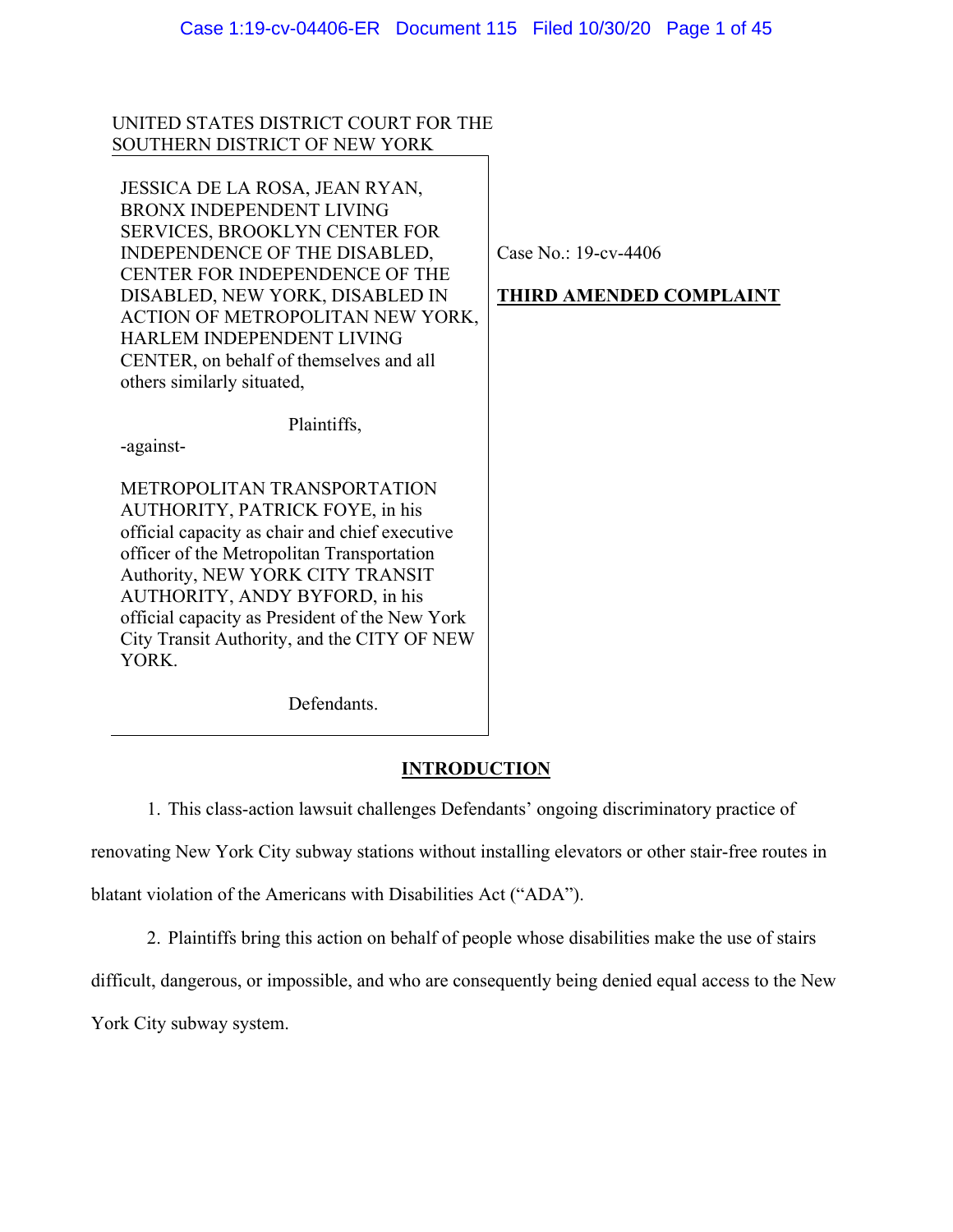UNITED STATES DISTRICT COURT FOR THE
SOUTHERN DISTRICT OF NEW YORK

JESSICA DE LA ROSA, JEAN RYAN, BRONX INDEPENDENT LIVING SERVICES, BROOKLYN CENTER FOR INDEPENDENCE OF THE DISABLED, CENTER FOR INDEPENDENCE OF THE DISABLED, NEW YORK, DISABLED IN ACTION OF METROPOLITAN NEW YORK, HARLEM INDEPENDENT LIVING CENTER, on behalf of themselves and all others similarly situated,

Plaintiffs,

-against-

METROPOLITAN TRANSPORTATION AUTHORITY, PATRICK FOYE, in his official capacity as chair and chief executive officer of the Metropolitan Transportation Authority, NEW YORK CITY TRANSIT AUTHORITY, ANDY BYFORD, in his official capacity as President of the New York City Transit Authority, and the CITY OF NEW YORK.

Defendants.

Case No.: 19-cv-4406

**THIRD AMENDED COMPLAINT**

## INTRODUCTION

1. This class-action lawsuit challenges Defendants' ongoing discriminatory practice of renovating New York City subway stations without installing elevators or other stair-free routes in blatant violation of the Americans with Disabilities Act ("ADA").

2. Plaintiffs bring this action on behalf of people whose disabilities make the use of stairs difficult, dangerous, or impossible, and who are consequently being denied equal access to the New York City subway system.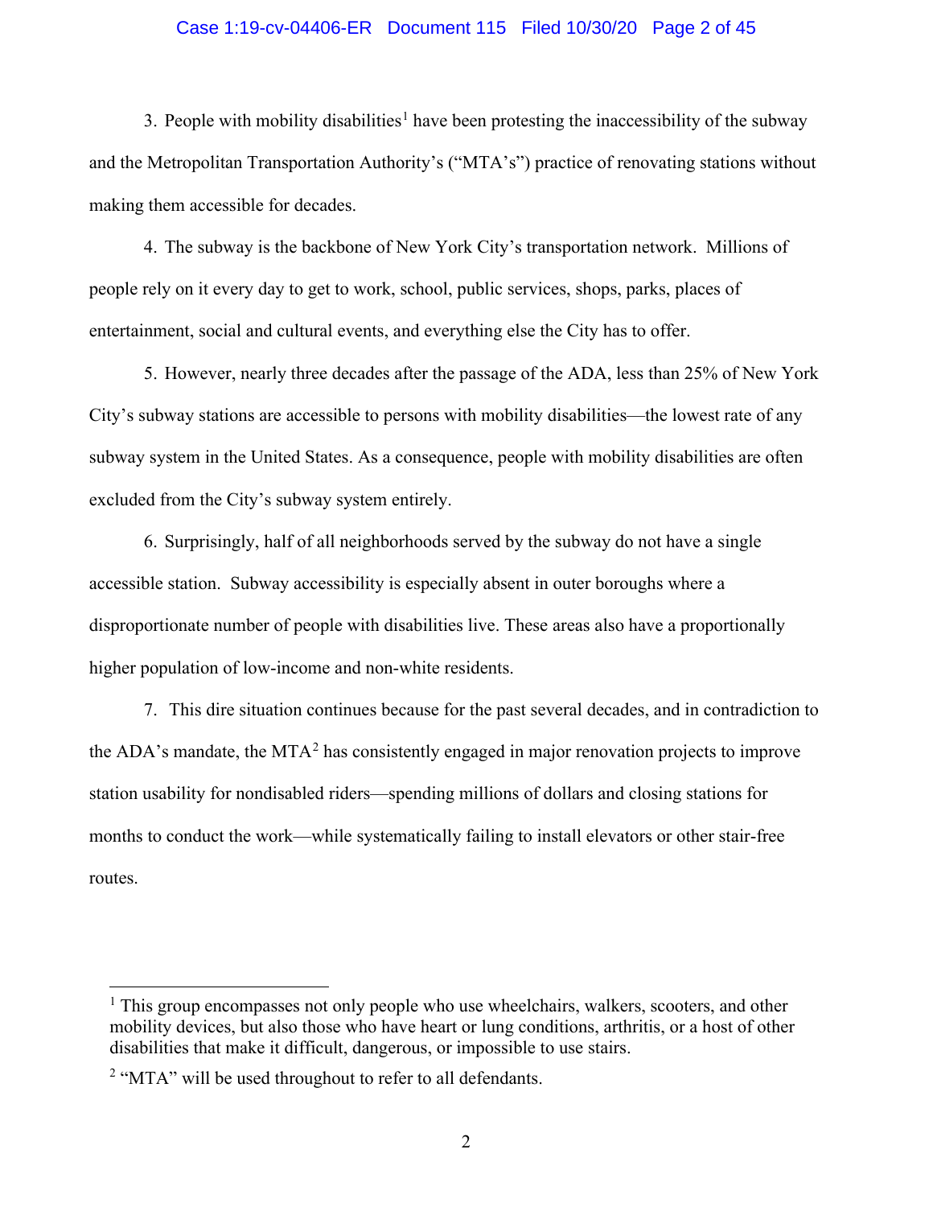3. People with mobility disabilities[1] have been protesting the inaccessibility of the subway and the Metropolitan Transportation Authority's ("MTA's") practice of renovating stations without making them accessible for decades.

4. The subway is the backbone of New York City's transportation network. Millions of people rely on it every day to get to work, school, public services, shops, parks, places of entertainment, social and cultural events, and everything else the City has to offer.

5. However, nearly three decades after the passage of the ADA, less than 25% of New York City's subway stations are accessible to persons with mobility disabilities—the lowest rate of any subway system in the United States. As a consequence, people with mobility disabilities are often excluded from the City's subway system entirely.

6. Surprisingly, half of all neighborhoods served by the subway do not have a single accessible station. Subway accessibility is especially absent in outer boroughs where a disproportionate number of people with disabilities live. These areas also have a proportionally higher population of low-income and non-white residents.

7. This dire situation continues because for the past several decades, and in contradiction to the ADA's mandate, the MTA[2] has consistently engaged in major renovation projects to improve station usability for nondisabled riders—spending millions of dollars and closing stations for months to conduct the work—while systematically failing to install elevators or other stair-free routes.

---

[1] This group encompasses not only people who use wheelchairs, walkers, scooters, and other mobility devices, but also those who have heart or lung conditions, arthritis, or a host of other disabilities that make it difficult, dangerous, or impossible to use stairs.

[2] "MTA" will be used throughout to refer to all defendants.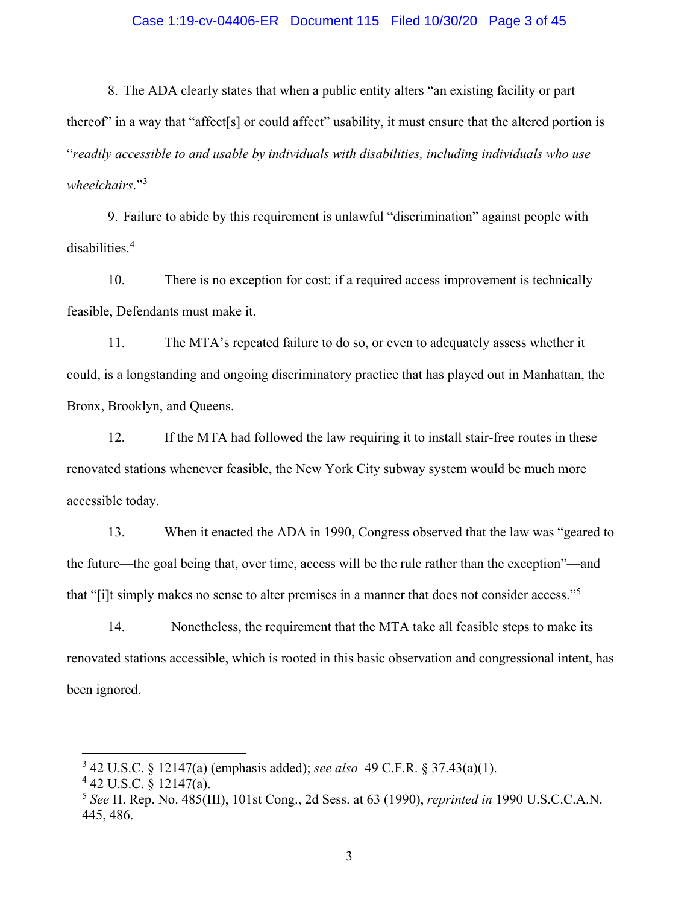8. The ADA clearly states that when a public entity alters "an existing facility or part thereof" in a way that "affect[s] or could affect" usability, it must ensure that the altered portion is "*readily accessible to and usable by individuals with disabilities, including individuals who use wheelchairs*."[3]

9. Failure to abide by this requirement is unlawful "discrimination" against people with disabilities.[4]

10. There is no exception for cost: if a required access improvement is technically feasible, Defendants must make it.

11. The MTA's repeated failure to do so, or even to adequately assess whether it could, is a longstanding and ongoing discriminatory practice that has played out in Manhattan, the Bronx, Brooklyn, and Queens.

12. If the MTA had followed the law requiring it to install stair-free routes in these renovated stations whenever feasible, the New York City subway system would be much more accessible today.

13. When it enacted the ADA in 1990, Congress observed that the law was "geared to the future—the goal being that, over time, access will be the rule rather than the exception"—and that "[i]t simply makes no sense to alter premises in a manner that does not consider access."[5]

14. Nonetheless, the requirement that the MTA take all feasible steps to make its renovated stations accessible, which is rooted in this basic observation and congressional intent, has been ignored.

---

[3] 42 U.S.C. § 12147(a) (emphasis added); *see also* 49 C.F.R. § 37.43(a)(1).

[4] 42 U.S.C. § 12147(a).

[5] *See* H. Rep. No. 485(III), 101st Cong., 2d Sess. at 63 (1990), *reprinted in* 1990 U.S.C.C.A.N. 445, 486.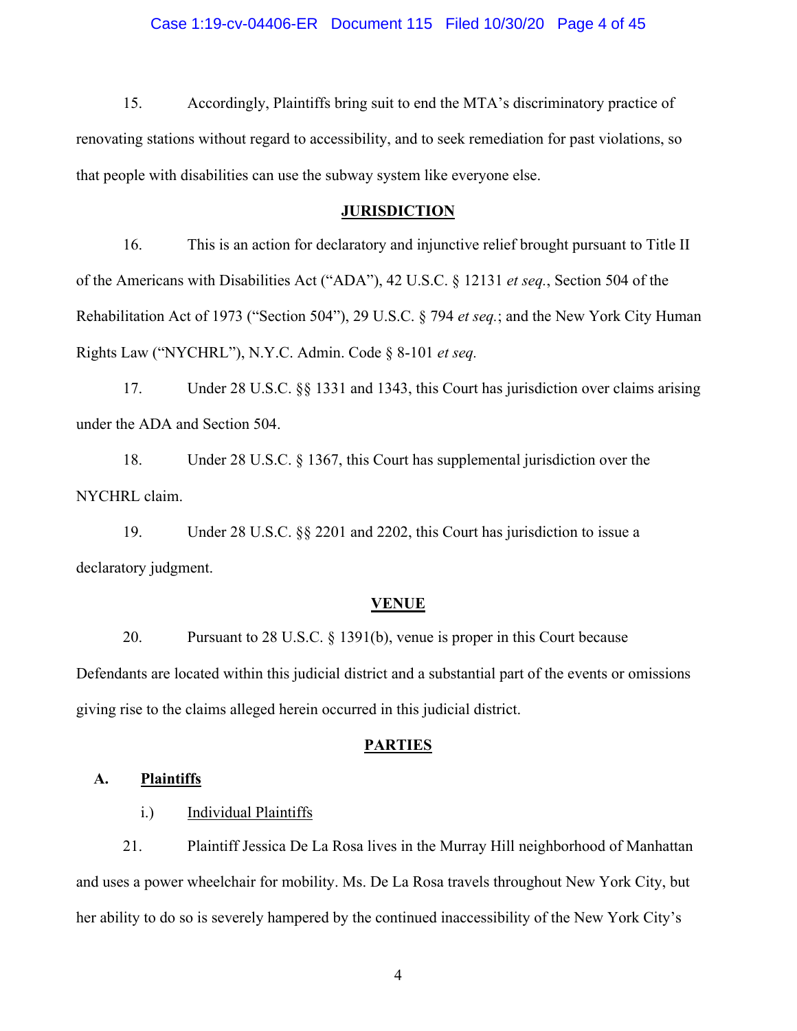15. Accordingly, Plaintiffs bring suit to end the MTA's discriminatory practice of renovating stations without regard to accessibility, and to seek remediation for past violations, so that people with disabilities can use the subway system like everyone else.

## JURISDICTION

16. This is an action for declaratory and injunctive relief brought pursuant to Title II of the Americans with Disabilities Act ("ADA"), 42 U.S.C. § 12131 *et seq.*, Section 504 of the Rehabilitation Act of 1973 ("Section 504"), 29 U.S.C. § 794 *et seq.*; and the New York City Human Rights Law ("NYCHRL"), N.Y.C. Admin. Code § 8-101 *et seq.*

17. Under 28 U.S.C. §§ 1331 and 1343, this Court has jurisdiction over claims arising under the ADA and Section 504.

18. Under 28 U.S.C. § 1367, this Court has supplemental jurisdiction over the NYCHRL claim.

19. Under 28 U.S.C. §§ 2201 and 2202, this Court has jurisdiction to issue a declaratory judgment.

## VENUE

20. Pursuant to 28 U.S.C. § 1391(b), venue is proper in this Court because Defendants are located within this judicial district and a substantial part of the events or omissions giving rise to the claims alleged herein occurred in this judicial district.

## PARTIES

### A. Plaintiffs

#### i.) Individual Plaintiffs

21. Plaintiff Jessica De La Rosa lives in the Murray Hill neighborhood of Manhattan and uses a power wheelchair for mobility. Ms. De La Rosa travels throughout New York City, but her ability to do so is severely hampered by the continued inaccessibility of the New York City's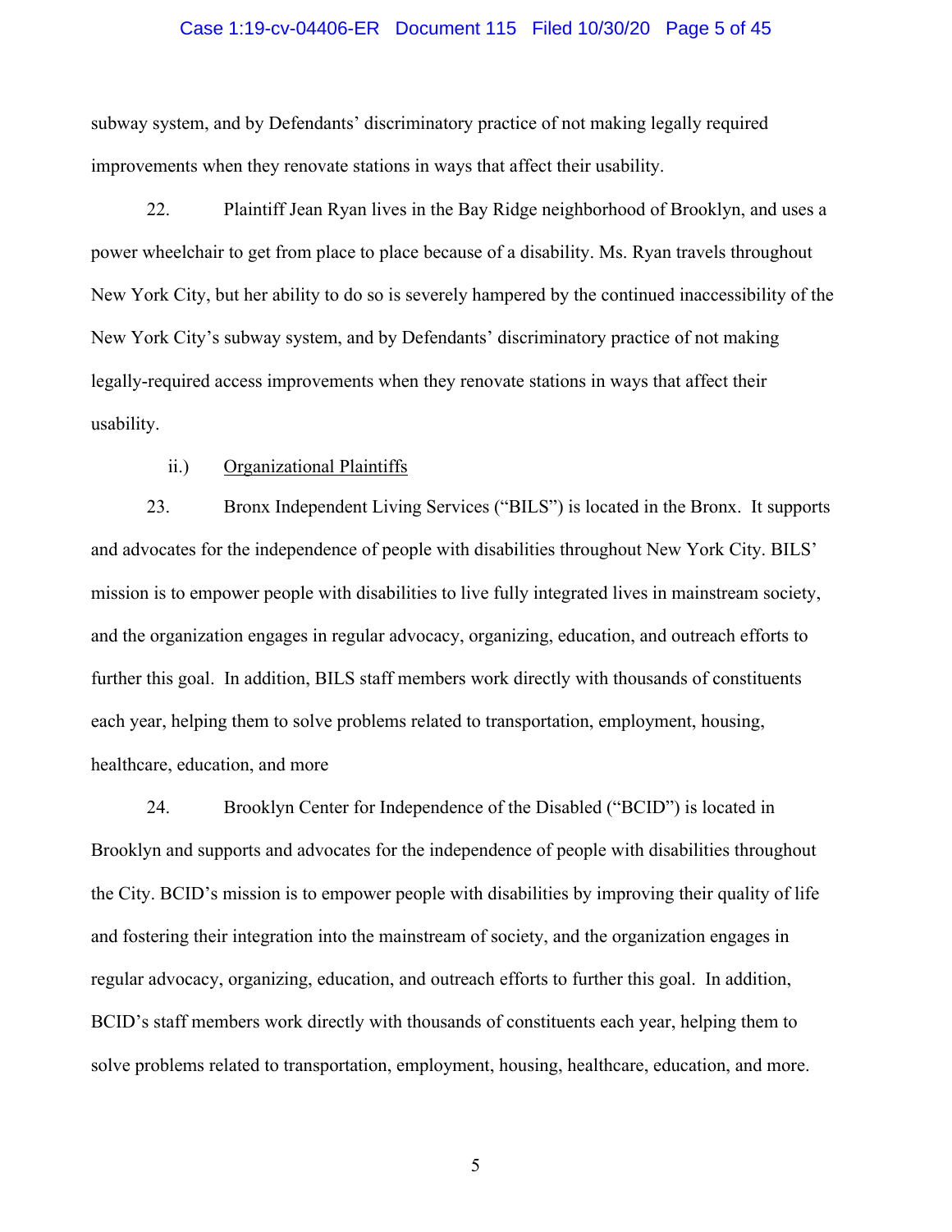subway system, and by Defendants' discriminatory practice of not making legally required improvements when they renovate stations in ways that affect their usability.

22. Plaintiff Jean Ryan lives in the Bay Ridge neighborhood of Brooklyn, and uses a power wheelchair to get from place to place because of a disability. Ms. Ryan travels throughout New York City, but her ability to do so is severely hampered by the continued inaccessibility of the New York City's subway system, and by Defendants' discriminatory practice of not making legally-required access improvements when they renovate stations in ways that affect their usability.

ii.) Organizational Plaintiffs

23. Bronx Independent Living Services ("BILS") is located in the Bronx. It supports and advocates for the independence of people with disabilities throughout New York City. BILS' mission is to empower people with disabilities to live fully integrated lives in mainstream society, and the organization engages in regular advocacy, organizing, education, and outreach efforts to further this goal. In addition, BILS staff members work directly with thousands of constituents each year, helping them to solve problems related to transportation, employment, housing, healthcare, education, and more

24. Brooklyn Center for Independence of the Disabled ("BCID") is located in Brooklyn and supports and advocates for the independence of people with disabilities throughout the City. BCID's mission is to empower people with disabilities by improving their quality of life and fostering their integration into the mainstream of society, and the organization engages in regular advocacy, organizing, education, and outreach efforts to further this goal. In addition, BCID's staff members work directly with thousands of constituents each year, helping them to solve problems related to transportation, employment, housing, healthcare, education, and more.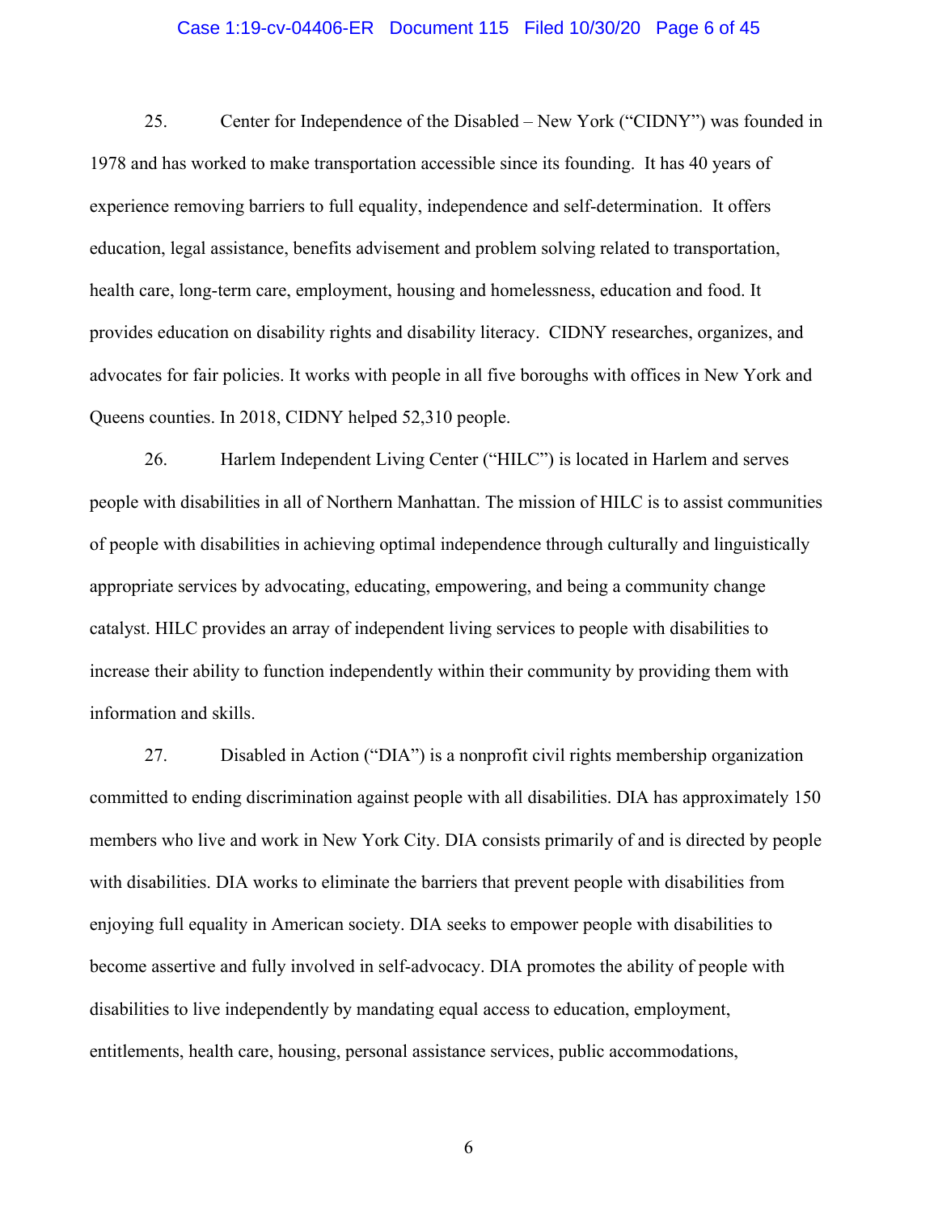25. Center for Independence of the Disabled – New York ("CIDNY") was founded in 1978 and has worked to make transportation accessible since its founding. It has 40 years of experience removing barriers to full equality, independence and self-determination. It offers education, legal assistance, benefits advisement and problem solving related to transportation, health care, long-term care, employment, housing and homelessness, education and food. It provides education on disability rights and disability literacy. CIDNY researches, organizes, and advocates for fair policies. It works with people in all five boroughs with offices in New York and Queens counties. In 2018, CIDNY helped 52,310 people.

26. Harlem Independent Living Center ("HILC") is located in Harlem and serves people with disabilities in all of Northern Manhattan. The mission of HILC is to assist communities of people with disabilities in achieving optimal independence through culturally and linguistically appropriate services by advocating, educating, empowering, and being a community change catalyst. HILC provides an array of independent living services to people with disabilities to increase their ability to function independently within their community by providing them with information and skills.

27. Disabled in Action ("DIA") is a nonprofit civil rights membership organization committed to ending discrimination against people with all disabilities. DIA has approximately 150 members who live and work in New York City. DIA consists primarily of and is directed by people with disabilities. DIA works to eliminate the barriers that prevent people with disabilities from enjoying full equality in American society. DIA seeks to empower people with disabilities to become assertive and fully involved in self-advocacy. DIA promotes the ability of people with disabilities to live independently by mandating equal access to education, employment, entitlements, health care, housing, personal assistance services, public accommodations,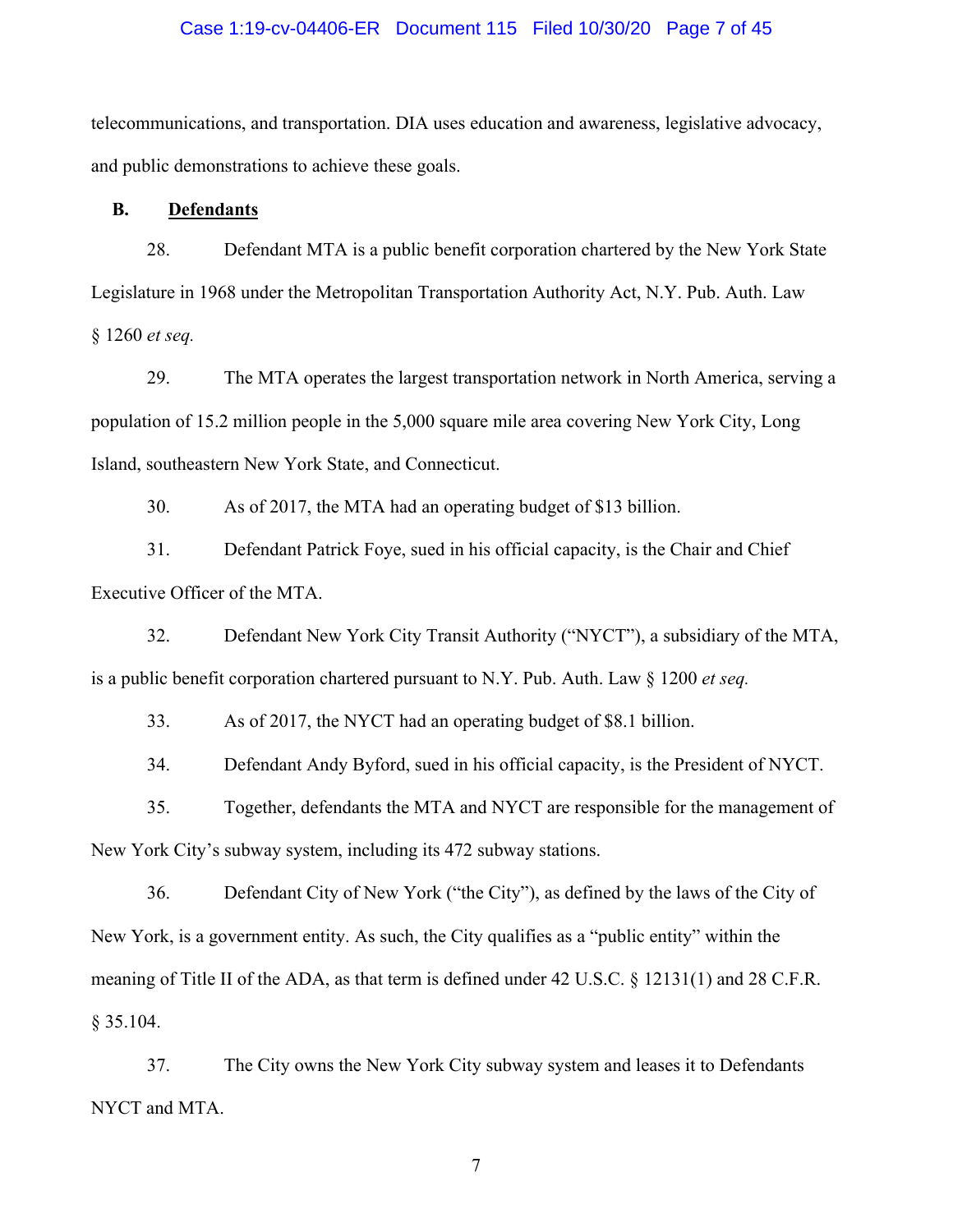telecommunications, and transportation. DIA uses education and awareness, legislative advocacy, and public demonstrations to achieve these goals.

### B. Defendants

28. Defendant MTA is a public benefit corporation chartered by the New York State Legislature in 1968 under the Metropolitan Transportation Authority Act, N.Y. Pub. Auth. Law § 1260 *et seq.*

29. The MTA operates the largest transportation network in North America, serving a population of 15.2 million people in the 5,000 square mile area covering New York City, Long Island, southeastern New York State, and Connecticut.

30. As of 2017, the MTA had an operating budget of $13 billion.

31. Defendant Patrick Foye, sued in his official capacity, is the Chair and Chief Executive Officer of the MTA.

32. Defendant New York City Transit Authority ("NYCT"), a subsidiary of the MTA, is a public benefit corporation chartered pursuant to N.Y. Pub. Auth. Law § 1200 *et seq.*

33. As of 2017, the NYCT had an operating budget of $8.1 billion.

34. Defendant Andy Byford, sued in his official capacity, is the President of NYCT.

35. Together, defendants the MTA and NYCT are responsible for the management of New York City's subway system, including its 472 subway stations.

36. Defendant City of New York ("the City"), as defined by the laws of the City of New York, is a government entity. As such, the City qualifies as a "public entity" within the meaning of Title II of the ADA, as that term is defined under 42 U.S.C. § 12131(1) and 28 C.F.R. § 35.104.

37. The City owns the New York City subway system and leases it to Defendants NYCT and MTA.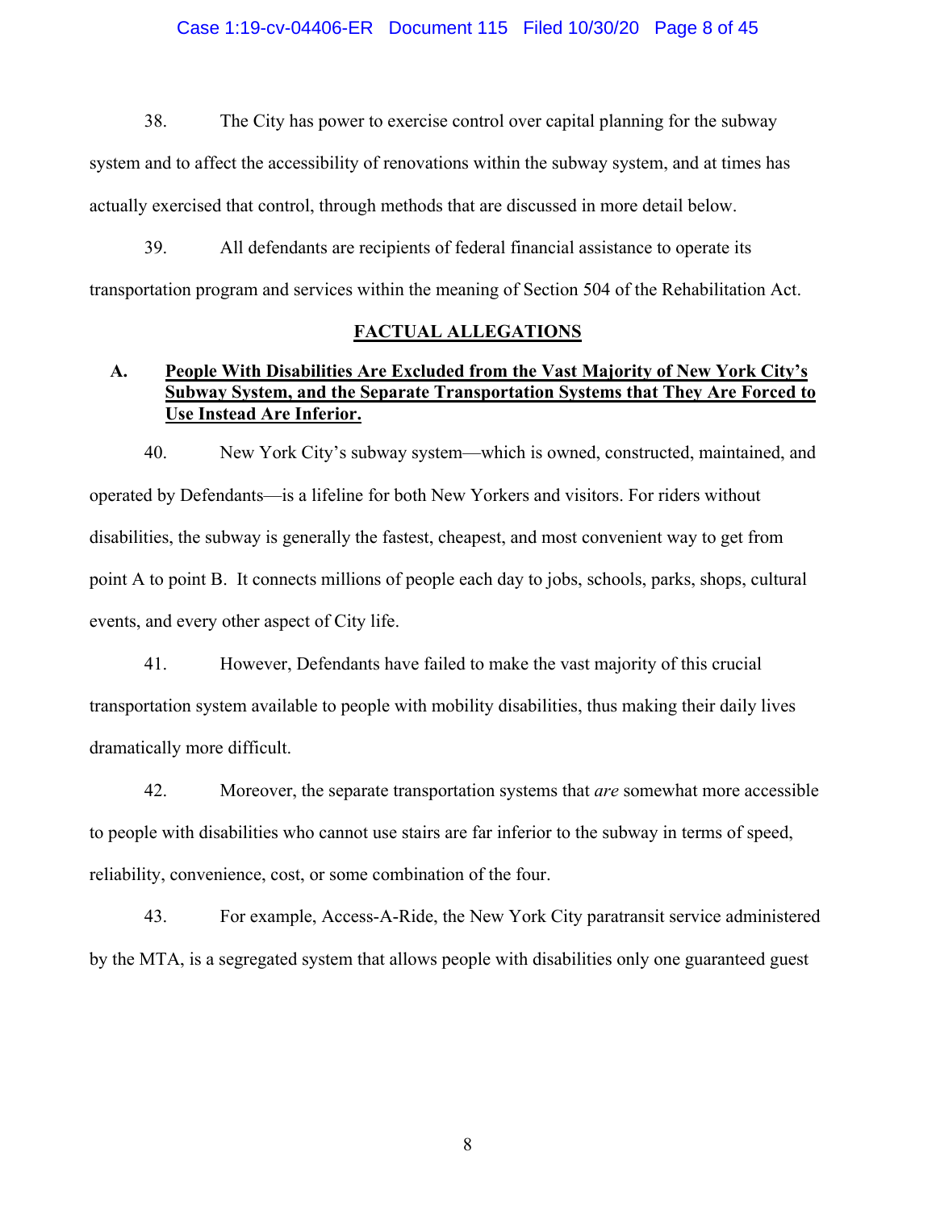38. The City has power to exercise control over capital planning for the subway system and to affect the accessibility of renovations within the subway system, and at times has actually exercised that control, through methods that are discussed in more detail below.

39. All defendants are recipients of federal financial assistance to operate its transportation program and services within the meaning of Section 504 of the Rehabilitation Act.

## FACTUAL ALLEGATIONS

### A. People With Disabilities Are Excluded from the Vast Majority of New York City's Subway System, and the Separate Transportation Systems that They Are Forced to Use Instead Are Inferior.

40. New York City's subway system—which is owned, constructed, maintained, and operated by Defendants—is a lifeline for both New Yorkers and visitors. For riders without disabilities, the subway is generally the fastest, cheapest, and most convenient way to get from point A to point B. It connects millions of people each day to jobs, schools, parks, shops, cultural events, and every other aspect of City life.

41. However, Defendants have failed to make the vast majority of this crucial transportation system available to people with mobility disabilities, thus making their daily lives dramatically more difficult.

42. Moreover, the separate transportation systems that *are* somewhat more accessible to people with disabilities who cannot use stairs are far inferior to the subway in terms of speed, reliability, convenience, cost, or some combination of the four.

43. For example, Access-A-Ride, the New York City paratransit service administered by the MTA, is a segregated system that allows people with disabilities only one guaranteed guest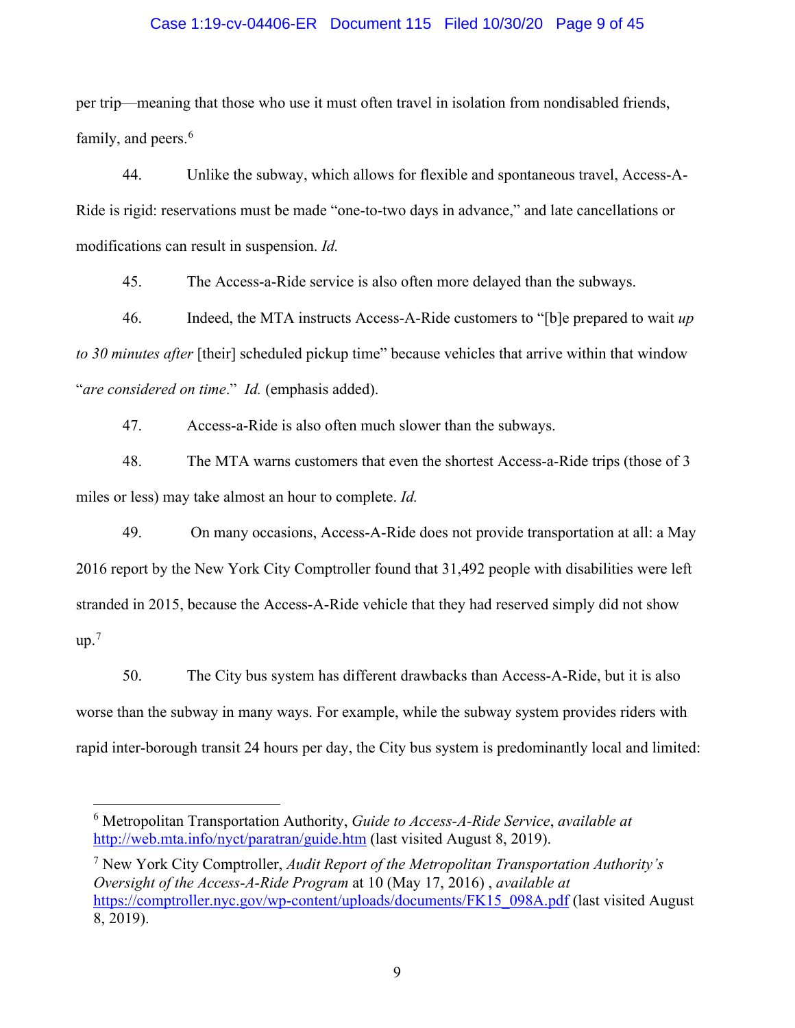per trip—meaning that those who use it must often travel in isolation from nondisabled friends, family, and peers.[6]

44. Unlike the subway, which allows for flexible and spontaneous travel, Access-A-Ride is rigid: reservations must be made "one-to-two days in advance," and late cancellations or modifications can result in suspension. *Id.*

45. The Access-a-Ride service is also often more delayed than the subways.

46. Indeed, the MTA instructs Access-A-Ride customers to "[b]e prepared to wait *up to 30 minutes after* [their] scheduled pickup time" because vehicles that arrive within that window "*are considered on time*." *Id.* (emphasis added).

47. Access-a-Ride is also often much slower than the subways.

48. The MTA warns customers that even the shortest Access-a-Ride trips (those of 3 miles or less) may take almost an hour to complete. *Id.*

49. On many occasions, Access-A-Ride does not provide transportation at all: a May 2016 report by the New York City Comptroller found that 31,492 people with disabilities were left stranded in 2015, because the Access-A-Ride vehicle that they had reserved simply did not show up.[7]

50. The City bus system has different drawbacks than Access-A-Ride, but it is also worse than the subway in many ways. For example, while the subway system provides riders with rapid inter-borough transit 24 hours per day, the City bus system is predominantly local and limited:

---

[6] Metropolitan Transportation Authority, *Guide to Access-A-Ride Service*, *available at* http://web.mta.info/nyct/paratran/guide.htm (last visited August 8, 2019).

[7] New York City Comptroller, *Audit Report of the Metropolitan Transportation Authority's Oversight of the Access-A-Ride Program* at 10 (May 17, 2016) , *available at* https://comptroller.nyc.gov/wp-content/uploads/documents/FK15_098A.pdf (last visited August 8, 2019).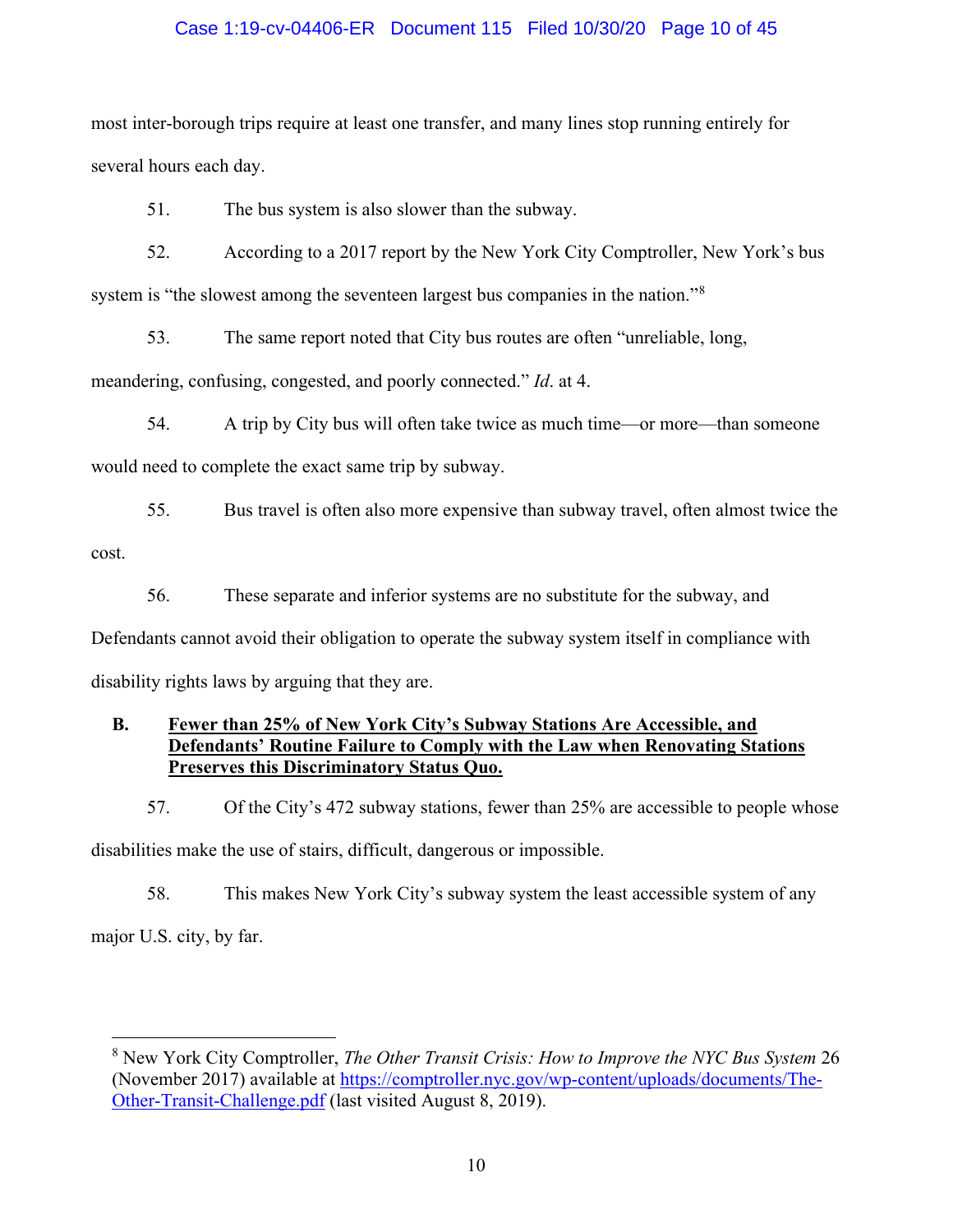most inter-borough trips require at least one transfer, and many lines stop running entirely for several hours each day.

51. The bus system is also slower than the subway.

52. According to a 2017 report by the New York City Comptroller, New York's bus system is "the slowest among the seventeen largest bus companies in the nation."[8]

53. The same report noted that City bus routes are often "unreliable, long, meandering, confusing, congested, and poorly connected." *Id*. at 4.

54. A trip by City bus will often take twice as much time—or more—than someone would need to complete the exact same trip by subway.

55. Bus travel is often also more expensive than subway travel, often almost twice the cost.

56. These separate and inferior systems are no substitute for the subway, and Defendants cannot avoid their obligation to operate the subway system itself in compliance with disability rights laws by arguing that they are.

## B. Fewer than 25% of New York City's Subway Stations Are Accessible, and Defendants' Routine Failure to Comply with the Law when Renovating Stations Preserves this Discriminatory Status Quo.

57. Of the City's 472 subway stations, fewer than 25% are accessible to people whose disabilities make the use of stairs, difficult, dangerous or impossible.

58. This makes New York City's subway system the least accessible system of any major U.S. city, by far.

---

[8] New York City Comptroller, *The Other Transit Crisis: How to Improve the NYC Bus System* 26 (November 2017) available at https://comptroller.nyc.gov/wp-content/uploads/documents/The-Other-Transit-Challenge.pdf (last visited August 8, 2019).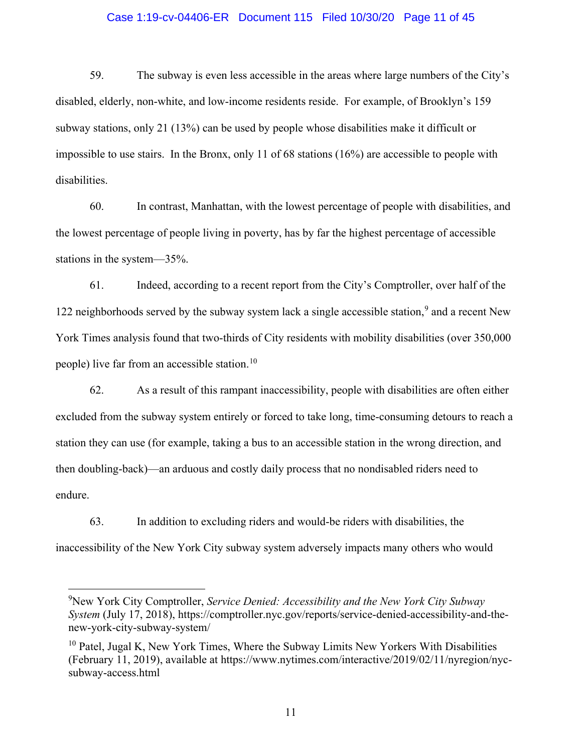59. The subway is even less accessible in the areas where large numbers of the City's disabled, elderly, non-white, and low-income residents reside. For example, of Brooklyn's 159 subway stations, only 21 (13%) can be used by people whose disabilities make it difficult or impossible to use stairs. In the Bronx, only 11 of 68 stations (16%) are accessible to people with disabilities.

60. In contrast, Manhattan, with the lowest percentage of people with disabilities, and the lowest percentage of people living in poverty, has by far the highest percentage of accessible stations in the system—35%.

61. Indeed, according to a recent report from the City's Comptroller, over half of the 122 neighborhoods served by the subway system lack a single accessible station,[9] and a recent New York Times analysis found that two-thirds of City residents with mobility disabilities (over 350,000 people) live far from an accessible station.[10]

62. As a result of this rampant inaccessibility, people with disabilities are often either excluded from the subway system entirely or forced to take long, time-consuming detours to reach a station they can use (for example, taking a bus to an accessible station in the wrong direction, and then doubling-back)—an arduous and costly daily process that no nondisabled riders need to endure.

63. In addition to excluding riders and would-be riders with disabilities, the inaccessibility of the New York City subway system adversely impacts many others who would

---

[9] New York City Comptroller, *Service Denied: Accessibility and the New York City Subway System* (July 17, 2018), https://comptroller.nyc.gov/reports/service-denied-accessibility-and-the-new-york-city-subway-system/

[10] Patel, Jugal K, New York Times, Where the Subway Limits New Yorkers With Disabilities (February 11, 2019), available at https://www.nytimes.com/interactive/2019/02/11/nyregion/nyc-subway-access.html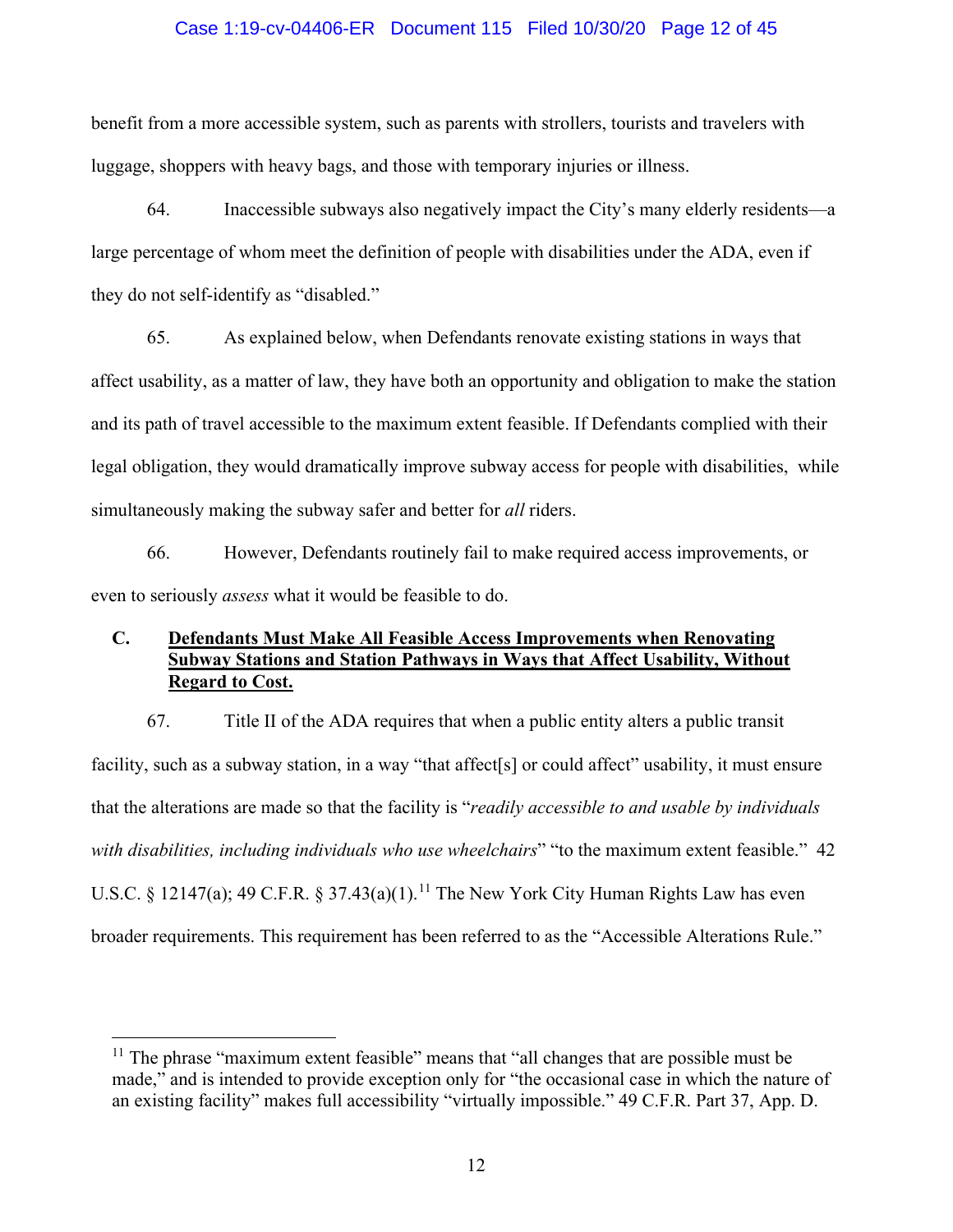benefit from a more accessible system, such as parents with strollers, tourists and travelers with luggage, shoppers with heavy bags, and those with temporary injuries or illness.

64. Inaccessible subways also negatively impact the City's many elderly residents—a large percentage of whom meet the definition of people with disabilities under the ADA, even if they do not self-identify as "disabled."

65. As explained below, when Defendants renovate existing stations in ways that affect usability, as a matter of law, they have both an opportunity and obligation to make the station and its path of travel accessible to the maximum extent feasible. If Defendants complied with their legal obligation, they would dramatically improve subway access for people with disabilities, while simultaneously making the subway safer and better for *all* riders.

66. However, Defendants routinely fail to make required access improvements, or even to seriously *assess* what it would be feasible to do.

### C. Defendants Must Make All Feasible Access Improvements when Renovating Subway Stations and Station Pathways in Ways that Affect Usability, Without Regard to Cost.

67. Title II of the ADA requires that when a public entity alters a public transit facility, such as a subway station, in a way "that affect[s] or could affect" usability, it must ensure that the alterations are made so that the facility is "*readily accessible to and usable by individuals with disabilities, including individuals who use wheelchairs*" "to the maximum extent feasible." 42 U.S.C. § 12147(a); 49 C.F.R. § 37.43(a)(1).[11] The New York City Human Rights Law has even broader requirements. This requirement has been referred to as the "Accessible Alterations Rule."

---

[11] The phrase "maximum extent feasible" means that "all changes that are possible must be made," and is intended to provide exception only for "the occasional case in which the nature of an existing facility" makes full accessibility "virtually impossible." 49 C.F.R. Part 37, App. D.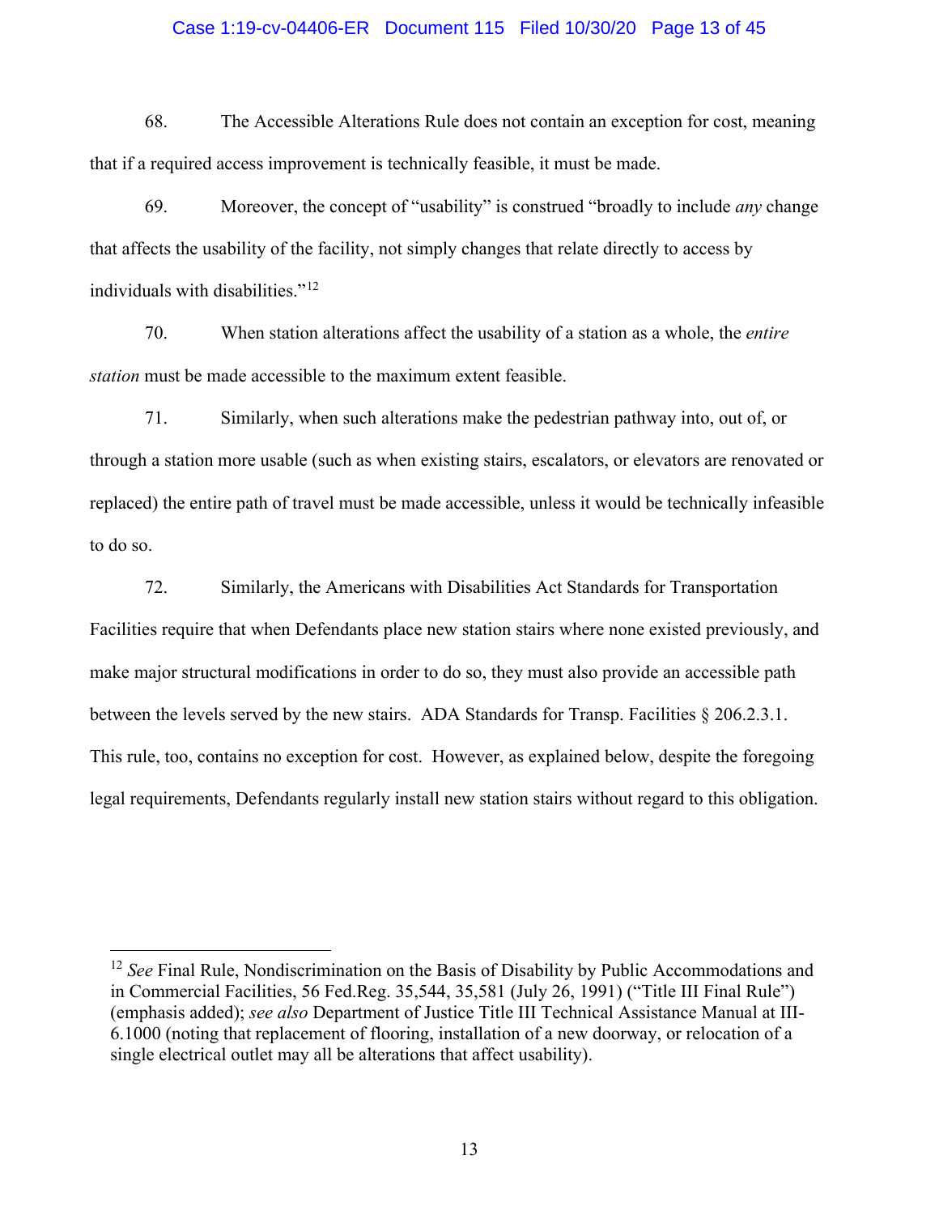68. The Accessible Alterations Rule does not contain an exception for cost, meaning that if a required access improvement is technically feasible, it must be made.

69. Moreover, the concept of "usability" is construed "broadly to include *any* change that affects the usability of the facility, not simply changes that relate directly to access by individuals with disabilities."[12]

70. When station alterations affect the usability of a station as a whole, the *entire station* must be made accessible to the maximum extent feasible.

71. Similarly, when such alterations make the pedestrian pathway into, out of, or through a station more usable (such as when existing stairs, escalators, or elevators are renovated or replaced) the entire path of travel must be made accessible, unless it would be technically infeasible to do so.

72. Similarly, the Americans with Disabilities Act Standards for Transportation Facilities require that when Defendants place new station stairs where none existed previously, and make major structural modifications in order to do so, they must also provide an accessible path between the levels served by the new stairs. ADA Standards for Transp. Facilities § 206.2.3.1. This rule, too, contains no exception for cost. However, as explained below, despite the foregoing legal requirements, Defendants regularly install new station stairs without regard to this obligation.

---

[12] *See* Final Rule, Nondiscrimination on the Basis of Disability by Public Accommodations and in Commercial Facilities, 56 Fed.Reg. 35,544, 35,581 (July 26, 1991) ("Title III Final Rule") (emphasis added); *see also* Department of Justice Title III Technical Assistance Manual at III-6.1000 (noting that replacement of flooring, installation of a new doorway, or relocation of a single electrical outlet may all be alterations that affect usability).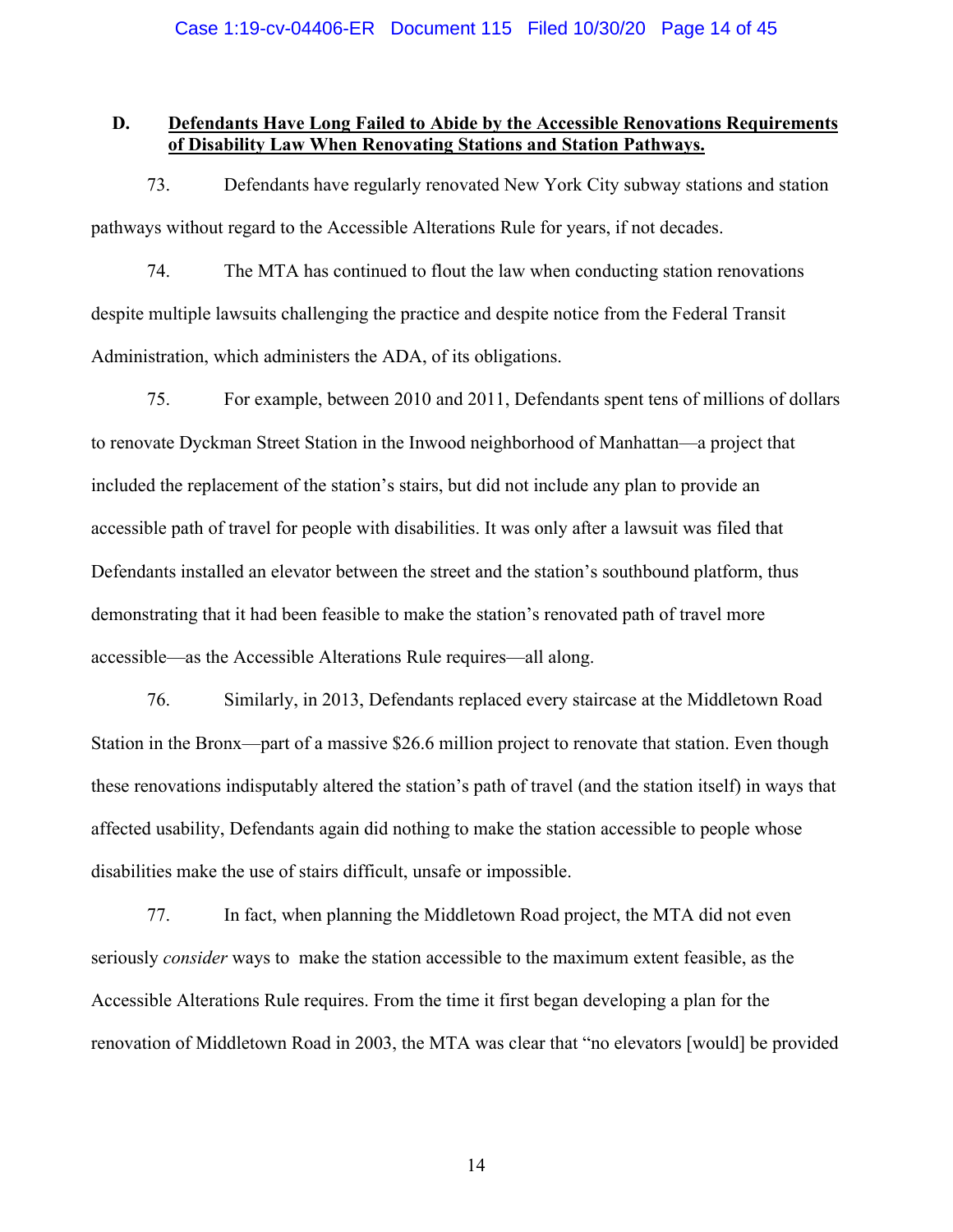### D. <u>Defendants Have Long Failed to Abide by the Accessible Renovations Requirements of Disability Law When Renovating Stations and Station Pathways.</u>

73. Defendants have regularly renovated New York City subway stations and station pathways without regard to the Accessible Alterations Rule for years, if not decades.

74. The MTA has continued to flout the law when conducting station renovations despite multiple lawsuits challenging the practice and despite notice from the Federal Transit Administration, which administers the ADA, of its obligations.

75. For example, between 2010 and 2011, Defendants spent tens of millions of dollars to renovate Dyckman Street Station in the Inwood neighborhood of Manhattan—a project that included the replacement of the station's stairs, but did not include any plan to provide an accessible path of travel for people with disabilities. It was only after a lawsuit was filed that Defendants installed an elevator between the street and the station's southbound platform, thus demonstrating that it had been feasible to make the station's renovated path of travel more accessible—as the Accessible Alterations Rule requires—all along.

76. Similarly, in 2013, Defendants replaced every staircase at the Middletown Road Station in the Bronx—part of a massive $26.6 million project to renovate that station. Even though these renovations indisputably altered the station's path of travel (and the station itself) in ways that affected usability, Defendants again did nothing to make the station accessible to people whose disabilities make the use of stairs difficult, unsafe or impossible.

77. In fact, when planning the Middletown Road project, the MTA did not even seriously *consider* ways to make the station accessible to the maximum extent feasible, as the Accessible Alterations Rule requires. From the time it first began developing a plan for the renovation of Middletown Road in 2003, the MTA was clear that "no elevators [would] be provided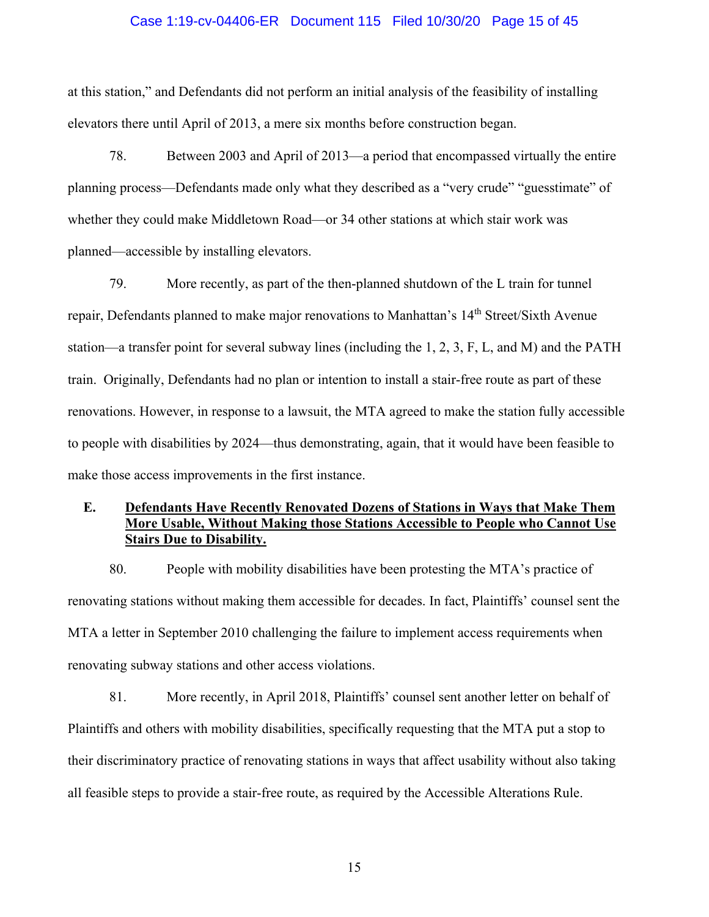at this station," and Defendants did not perform an initial analysis of the feasibility of installing elevators there until April of 2013, a mere six months before construction began.

78. Between 2003 and April of 2013—a period that encompassed virtually the entire planning process—Defendants made only what they described as a "very crude" "guesstimate" of whether they could make Middletown Road—or 34 other stations at which stair work was planned—accessible by installing elevators.

79. More recently, as part of the then-planned shutdown of the L train for tunnel repair, Defendants planned to make major renovations to Manhattan's 14th Street/Sixth Avenue station—a transfer point for several subway lines (including the 1, 2, 3, F, L, and M) and the PATH train. Originally, Defendants had no plan or intention to install a stair-free route as part of these renovations. However, in response to a lawsuit, the MTA agreed to make the station fully accessible to people with disabilities by 2024—thus demonstrating, again, that it would have been feasible to make those access improvements in the first instance.

### E. Defendants Have Recently Renovated Dozens of Stations in Ways that Make Them More Usable, Without Making those Stations Accessible to People who Cannot Use Stairs Due to Disability.

80. People with mobility disabilities have been protesting the MTA's practice of renovating stations without making them accessible for decades. In fact, Plaintiffs' counsel sent the MTA a letter in September 2010 challenging the failure to implement access requirements when renovating subway stations and other access violations.

81. More recently, in April 2018, Plaintiffs' counsel sent another letter on behalf of Plaintiffs and others with mobility disabilities, specifically requesting that the MTA put a stop to their discriminatory practice of renovating stations in ways that affect usability without also taking all feasible steps to provide a stair-free route, as required by the Accessible Alterations Rule.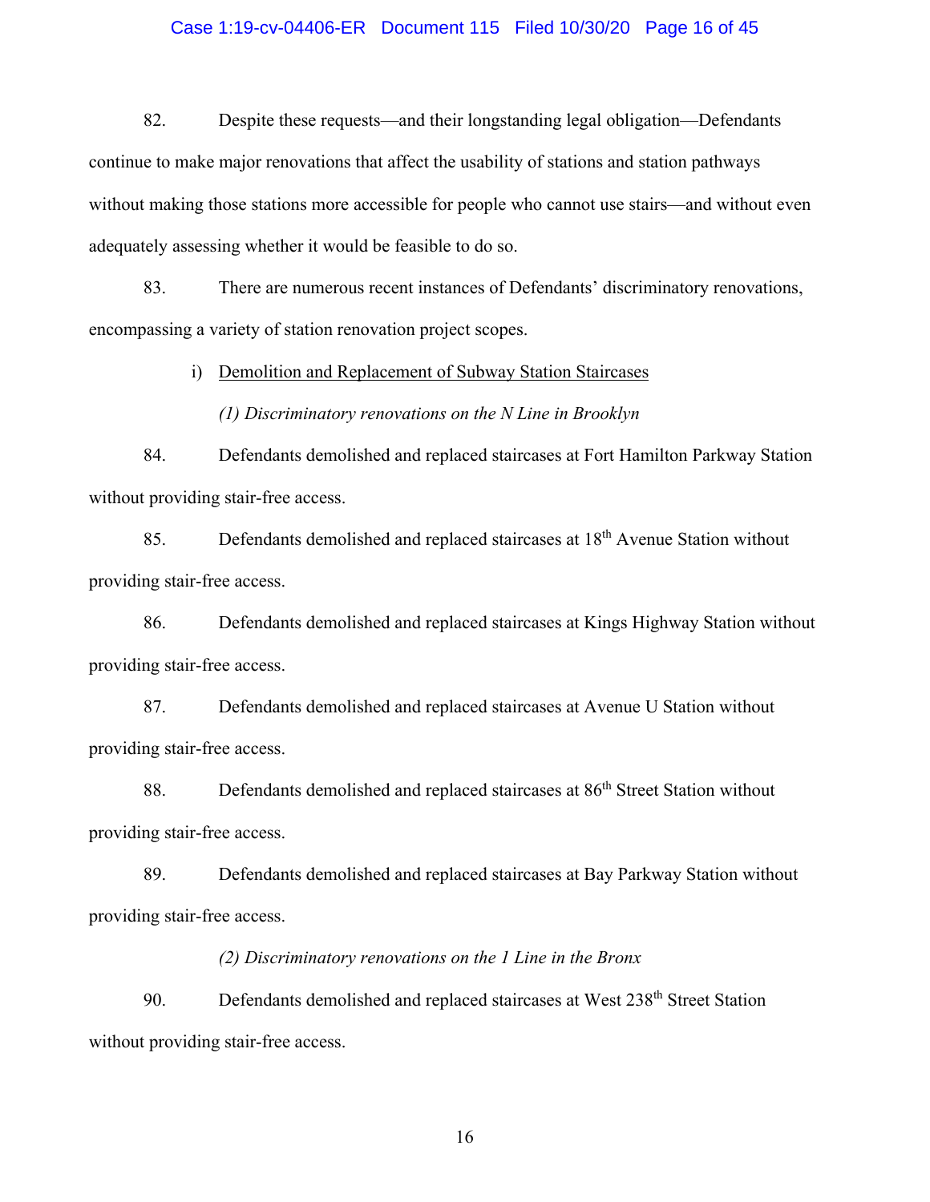82. Despite these requests—and their longstanding legal obligation—Defendants continue to make major renovations that affect the usability of stations and station pathways without making those stations more accessible for people who cannot use stairs—and without even adequately assessing whether it would be feasible to do so.

83. There are numerous recent instances of Defendants' discriminatory renovations, encompassing a variety of station renovation project scopes.

i) <u>Demolition and Replacement of Subway Station Staircases</u>

*(1) Discriminatory renovations on the N Line in Brooklyn*

84. Defendants demolished and replaced staircases at Fort Hamilton Parkway Station without providing stair-free access.

85. Defendants demolished and replaced staircases at 18th Avenue Station without providing stair-free access.

86. Defendants demolished and replaced staircases at Kings Highway Station without providing stair-free access.

87. Defendants demolished and replaced staircases at Avenue U Station without providing stair-free access.

88. Defendants demolished and replaced staircases at 86th Street Station without providing stair-free access.

89. Defendants demolished and replaced staircases at Bay Parkway Station without providing stair-free access.

*(2) Discriminatory renovations on the 1 Line in the Bronx*

90. Defendants demolished and replaced staircases at West 238th Street Station without providing stair-free access.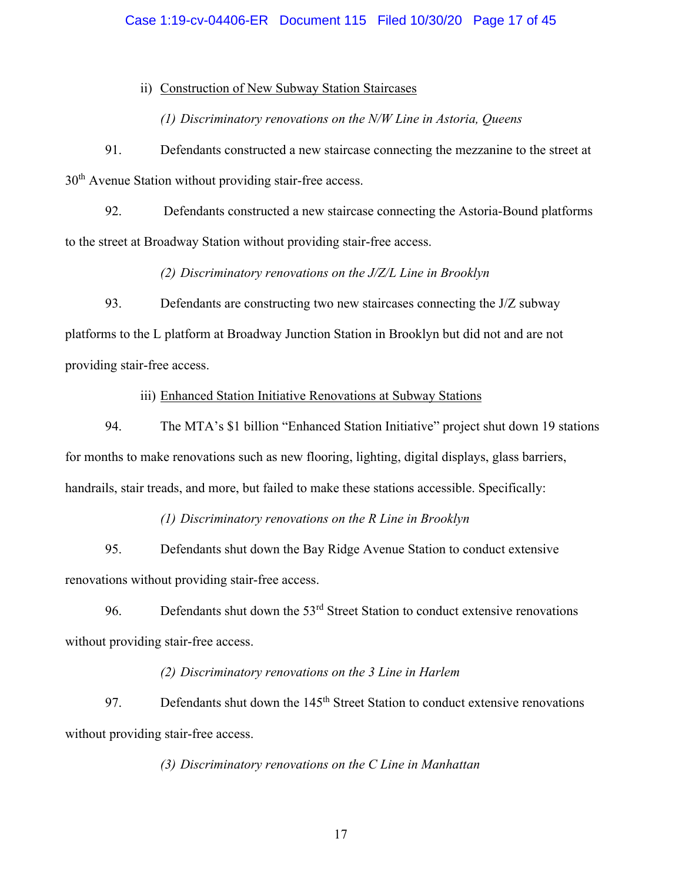ii) Construction of New Subway Station Staircases

*(1) Discriminatory renovations on the N/W Line in Astoria, Queens*

91. Defendants constructed a new staircase connecting the mezzanine to the street at 30th Avenue Station without providing stair-free access.

92. Defendants constructed a new staircase connecting the Astoria-Bound platforms to the street at Broadway Station without providing stair-free access.

*(2) Discriminatory renovations on the J/Z/L Line in Brooklyn*

93. Defendants are constructing two new staircases connecting the J/Z subway platforms to the L platform at Broadway Junction Station in Brooklyn but did not and are not providing stair-free access.

iii) Enhanced Station Initiative Renovations at Subway Stations

94. The MTA's $1 billion "Enhanced Station Initiative" project shut down 19 stations for months to make renovations such as new flooring, lighting, digital displays, glass barriers, handrails, stair treads, and more, but failed to make these stations accessible. Specifically:

*(1) Discriminatory renovations on the R Line in Brooklyn*

95. Defendants shut down the Bay Ridge Avenue Station to conduct extensive renovations without providing stair-free access.

96. Defendants shut down the 53rd Street Station to conduct extensive renovations without providing stair-free access.

*(2) Discriminatory renovations on the 3 Line in Harlem*

97. Defendants shut down the 145th Street Station to conduct extensive renovations without providing stair-free access.

*(3) Discriminatory renovations on the C Line in Manhattan*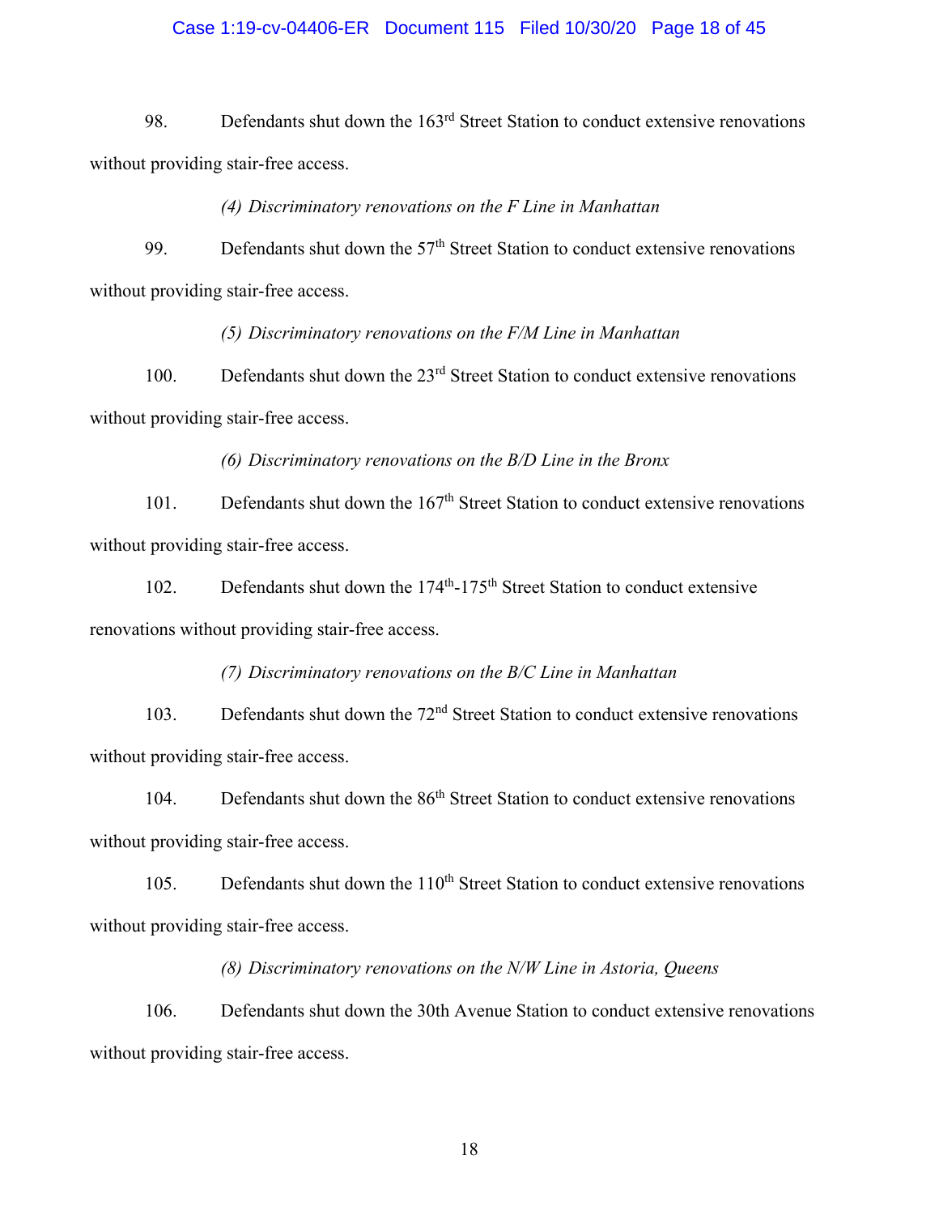98. Defendants shut down the 163rd Street Station to conduct extensive renovations without providing stair-free access.

*(4) Discriminatory renovations on the F Line in Manhattan*

99. Defendants shut down the 57th Street Station to conduct extensive renovations without providing stair-free access.

*(5) Discriminatory renovations on the F/M Line in Manhattan*

100. Defendants shut down the 23rd Street Station to conduct extensive renovations without providing stair-free access.

*(6) Discriminatory renovations on the B/D Line in the Bronx*

101. Defendants shut down the 167th Street Station to conduct extensive renovations without providing stair-free access.

102. Defendants shut down the 174th-175th Street Station to conduct extensive renovations without providing stair-free access.

*(7) Discriminatory renovations on the B/C Line in Manhattan*

103. Defendants shut down the 72nd Street Station to conduct extensive renovations without providing stair-free access.

104. Defendants shut down the 86th Street Station to conduct extensive renovations without providing stair-free access.

105. Defendants shut down the 110th Street Station to conduct extensive renovations without providing stair-free access.

*(8) Discriminatory renovations on the N/W Line in Astoria, Queens*

106. Defendants shut down the 30th Avenue Station to conduct extensive renovations without providing stair-free access.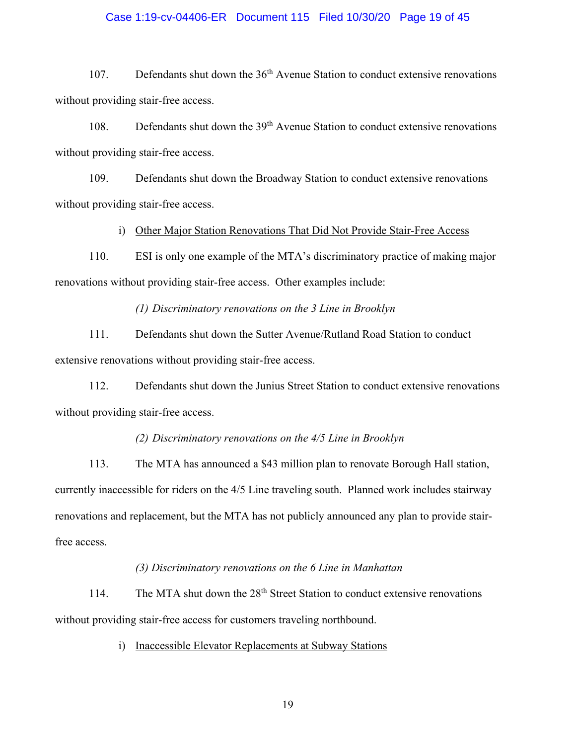107. Defendants shut down the 36th Avenue Station to conduct extensive renovations without providing stair-free access.

108. Defendants shut down the 39th Avenue Station to conduct extensive renovations without providing stair-free access.

109. Defendants shut down the Broadway Station to conduct extensive renovations without providing stair-free access.

i) Other Major Station Renovations That Did Not Provide Stair-Free Access

110. ESI is only one example of the MTA's discriminatory practice of making major renovations without providing stair-free access. Other examples include:

*(1) Discriminatory renovations on the 3 Line in Brooklyn*

111. Defendants shut down the Sutter Avenue/Rutland Road Station to conduct extensive renovations without providing stair-free access.

112. Defendants shut down the Junius Street Station to conduct extensive renovations without providing stair-free access.

*(2) Discriminatory renovations on the 4/5 Line in Brooklyn*

113. The MTA has announced a $43 million plan to renovate Borough Hall station, currently inaccessible for riders on the 4/5 Line traveling south. Planned work includes stairway renovations and replacement, but the MTA has not publicly announced any plan to provide stair-free access.

*(3) Discriminatory renovations on the 6 Line in Manhattan*

114. The MTA shut down the 28th Street Station to conduct extensive renovations without providing stair-free access for customers traveling northbound.

i) Inaccessible Elevator Replacements at Subway Stations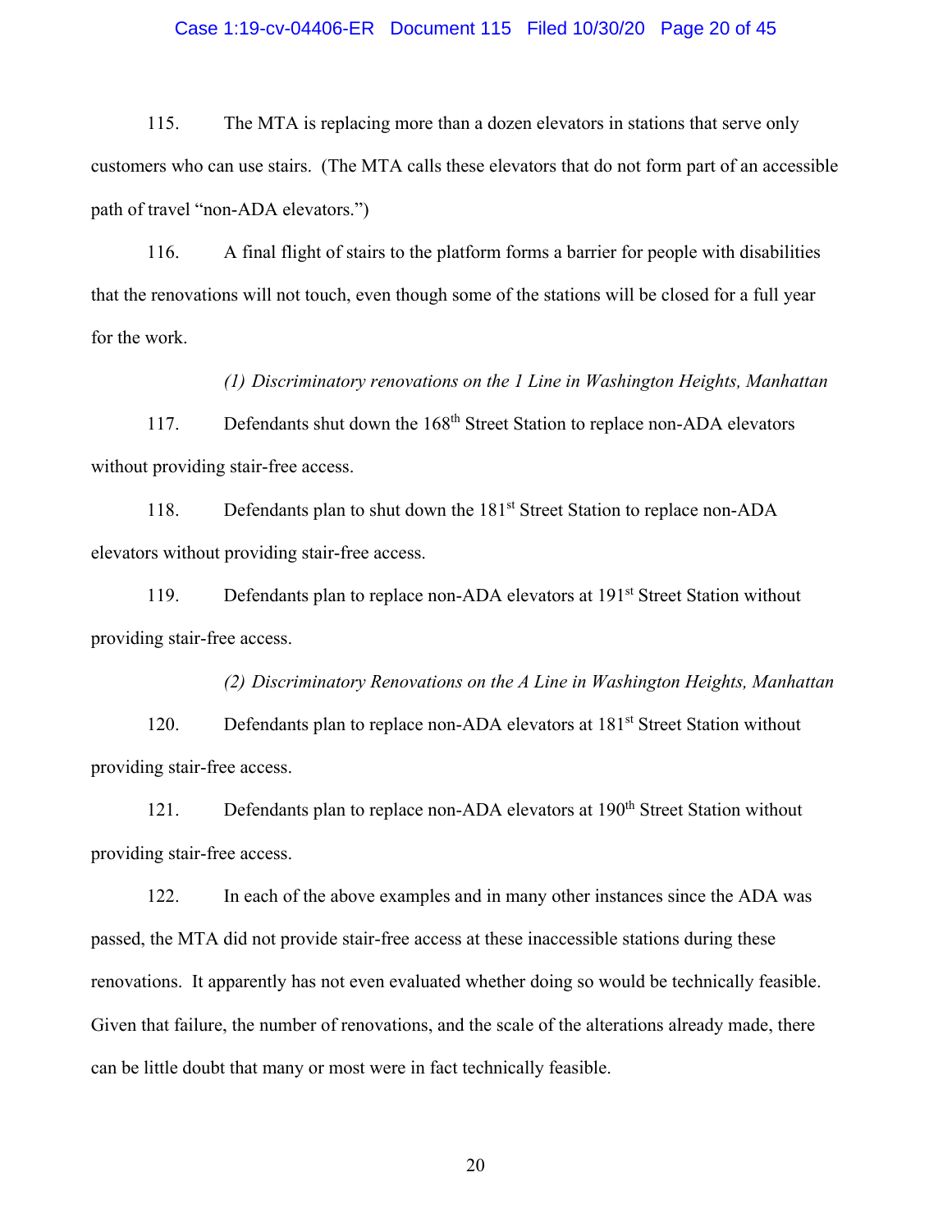115. The MTA is replacing more than a dozen elevators in stations that serve only customers who can use stairs. (The MTA calls these elevators that do not form part of an accessible path of travel "non-ADA elevators.")

116. A final flight of stairs to the platform forms a barrier for people with disabilities that the renovations will not touch, even though some of the stations will be closed for a full year for the work.

*(1) Discriminatory renovations on the 1 Line in Washington Heights, Manhattan*

117. Defendants shut down the 168th Street Station to replace non-ADA elevators without providing stair-free access.

118. Defendants plan to shut down the 181st Street Station to replace non-ADA elevators without providing stair-free access.

119. Defendants plan to replace non-ADA elevators at 191st Street Station without providing stair-free access.

*(2) Discriminatory Renovations on the A Line in Washington Heights, Manhattan*

120. Defendants plan to replace non-ADA elevators at 181st Street Station without providing stair-free access.

121. Defendants plan to replace non-ADA elevators at 190th Street Station without providing stair-free access.

122. In each of the above examples and in many other instances since the ADA was passed, the MTA did not provide stair-free access at these inaccessible stations during these renovations. It apparently has not even evaluated whether doing so would be technically feasible. Given that failure, the number of renovations, and the scale of the alterations already made, there can be little doubt that many or most were in fact technically feasible.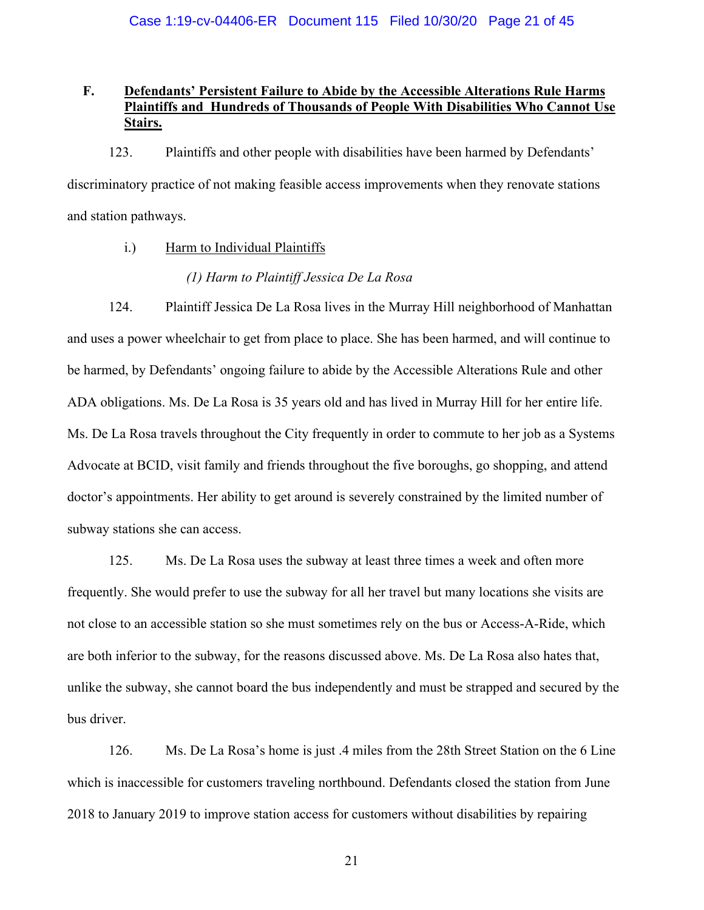## F. Defendants' Persistent Failure to Abide by the Accessible Alterations Rule Harms Plaintiffs and Hundreds of Thousands of People With Disabilities Who Cannot Use Stairs.

123. Plaintiffs and other people with disabilities have been harmed by Defendants' discriminatory practice of not making feasible access improvements when they renovate stations and station pathways.

### i.) Harm to Individual Plaintiffs

*(1) Harm to Plaintiff Jessica De La Rosa*

124. Plaintiff Jessica De La Rosa lives in the Murray Hill neighborhood of Manhattan and uses a power wheelchair to get from place to place. She has been harmed, and will continue to be harmed, by Defendants' ongoing failure to abide by the Accessible Alterations Rule and other ADA obligations. Ms. De La Rosa is 35 years old and has lived in Murray Hill for her entire life. Ms. De La Rosa travels throughout the City frequently in order to commute to her job as a Systems Advocate at BCID, visit family and friends throughout the five boroughs, go shopping, and attend doctor's appointments. Her ability to get around is severely constrained by the limited number of subway stations she can access.

125. Ms. De La Rosa uses the subway at least three times a week and often more frequently. She would prefer to use the subway for all her travel but many locations she visits are not close to an accessible station so she must sometimes rely on the bus or Access-A-Ride, which are both inferior to the subway, for the reasons discussed above. Ms. De La Rosa also hates that, unlike the subway, she cannot board the bus independently and must be strapped and secured by the bus driver.

126. Ms. De La Rosa's home is just .4 miles from the 28th Street Station on the 6 Line which is inaccessible for customers traveling northbound. Defendants closed the station from June 2018 to January 2019 to improve station access for customers without disabilities by repairing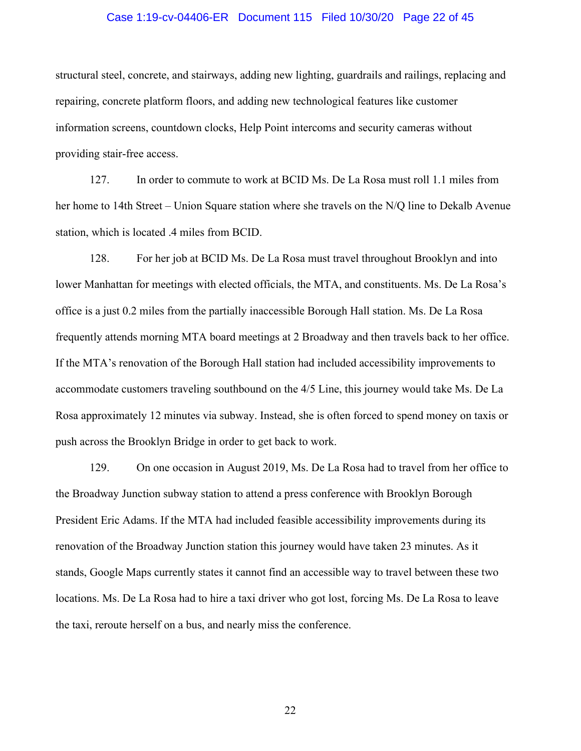structural steel, concrete, and stairways, adding new lighting, guardrails and railings, replacing and repairing, concrete platform floors, and adding new technological features like customer information screens, countdown clocks, Help Point intercoms and security cameras without providing stair-free access.

127. In order to commute to work at BCID Ms. De La Rosa must roll 1.1 miles from her home to 14th Street – Union Square station where she travels on the N/Q line to Dekalb Avenue station, which is located .4 miles from BCID.

128. For her job at BCID Ms. De La Rosa must travel throughout Brooklyn and into lower Manhattan for meetings with elected officials, the MTA, and constituents. Ms. De La Rosa's office is a just 0.2 miles from the partially inaccessible Borough Hall station. Ms. De La Rosa frequently attends morning MTA board meetings at 2 Broadway and then travels back to her office. If the MTA's renovation of the Borough Hall station had included accessibility improvements to accommodate customers traveling southbound on the 4/5 Line, this journey would take Ms. De La Rosa approximately 12 minutes via subway. Instead, she is often forced to spend money on taxis or push across the Brooklyn Bridge in order to get back to work.

129. On one occasion in August 2019, Ms. De La Rosa had to travel from her office to the Broadway Junction subway station to attend a press conference with Brooklyn Borough President Eric Adams. If the MTA had included feasible accessibility improvements during its renovation of the Broadway Junction station this journey would have taken 23 minutes. As it stands, Google Maps currently states it cannot find an accessible way to travel between these two locations. Ms. De La Rosa had to hire a taxi driver who got lost, forcing Ms. De La Rosa to leave the taxi, reroute herself on a bus, and nearly miss the conference.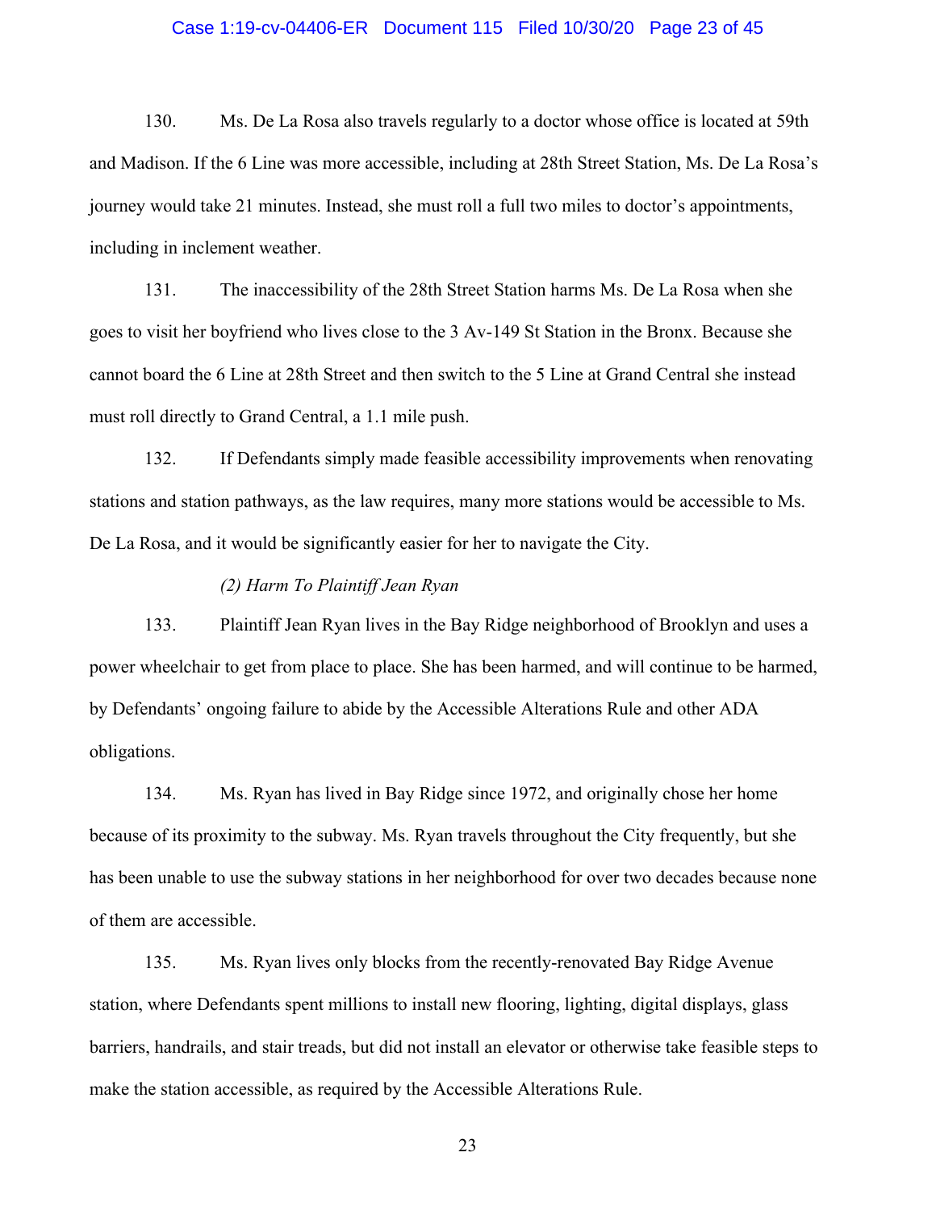130. Ms. De La Rosa also travels regularly to a doctor whose office is located at 59th and Madison. If the 6 Line was more accessible, including at 28th Street Station, Ms. De La Rosa's journey would take 21 minutes. Instead, she must roll a full two miles to doctor's appointments, including in inclement weather.

131. The inaccessibility of the 28th Street Station harms Ms. De La Rosa when she goes to visit her boyfriend who lives close to the 3 Av-149 St Station in the Bronx. Because she cannot board the 6 Line at 28th Street and then switch to the 5 Line at Grand Central she instead must roll directly to Grand Central, a 1.1 mile push.

132. If Defendants simply made feasible accessibility improvements when renovating stations and station pathways, as the law requires, many more stations would be accessible to Ms. De La Rosa, and it would be significantly easier for her to navigate the City.

*(2) Harm To Plaintiff Jean Ryan*

133. Plaintiff Jean Ryan lives in the Bay Ridge neighborhood of Brooklyn and uses a power wheelchair to get from place to place. She has been harmed, and will continue to be harmed, by Defendants' ongoing failure to abide by the Accessible Alterations Rule and other ADA obligations.

134. Ms. Ryan has lived in Bay Ridge since 1972, and originally chose her home because of its proximity to the subway. Ms. Ryan travels throughout the City frequently, but she has been unable to use the subway stations in her neighborhood for over two decades because none of them are accessible.

135. Ms. Ryan lives only blocks from the recently-renovated Bay Ridge Avenue station, where Defendants spent millions to install new flooring, lighting, digital displays, glass barriers, handrails, and stair treads, but did not install an elevator or otherwise take feasible steps to make the station accessible, as required by the Accessible Alterations Rule.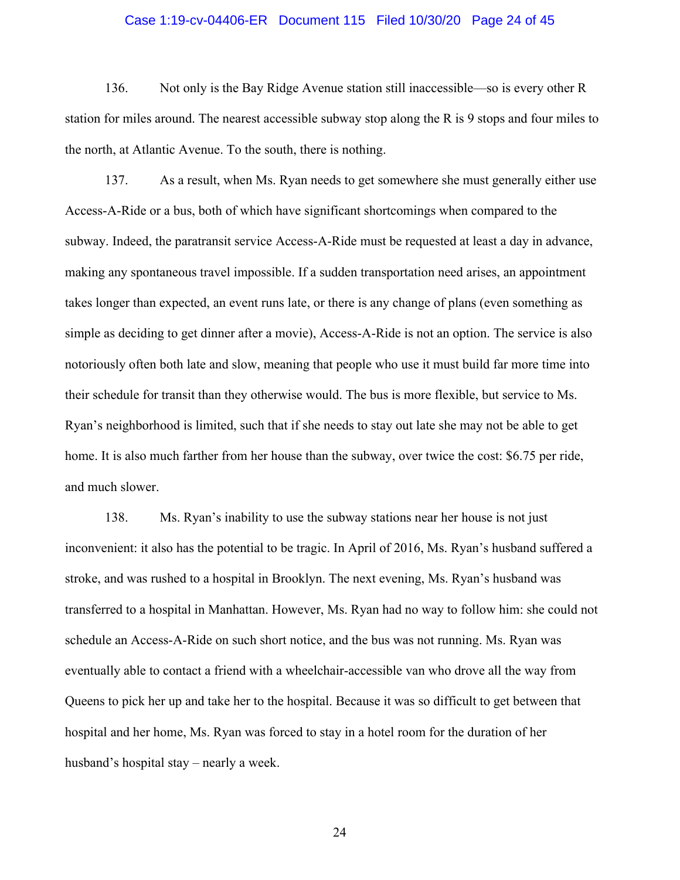136. Not only is the Bay Ridge Avenue station still inaccessible—so is every other R station for miles around. The nearest accessible subway stop along the R is 9 stops and four miles to the north, at Atlantic Avenue. To the south, there is nothing.

137. As a result, when Ms. Ryan needs to get somewhere she must generally either use Access-A-Ride or a bus, both of which have significant shortcomings when compared to the subway. Indeed, the paratransit service Access-A-Ride must be requested at least a day in advance, making any spontaneous travel impossible. If a sudden transportation need arises, an appointment takes longer than expected, an event runs late, or there is any change of plans (even something as simple as deciding to get dinner after a movie), Access-A-Ride is not an option. The service is also notoriously often both late and slow, meaning that people who use it must build far more time into their schedule for transit than they otherwise would. The bus is more flexible, but service to Ms. Ryan's neighborhood is limited, such that if she needs to stay out late she may not be able to get home. It is also much farther from her house than the subway, over twice the cost: $6.75 per ride, and much slower.

138. Ms. Ryan's inability to use the subway stations near her house is not just inconvenient: it also has the potential to be tragic. In April of 2016, Ms. Ryan's husband suffered a stroke, and was rushed to a hospital in Brooklyn. The next evening, Ms. Ryan's husband was transferred to a hospital in Manhattan. However, Ms. Ryan had no way to follow him: she could not schedule an Access-A-Ride on such short notice, and the bus was not running. Ms. Ryan was eventually able to contact a friend with a wheelchair-accessible van who drove all the way from Queens to pick her up and take her to the hospital. Because it was so difficult to get between that hospital and her home, Ms. Ryan was forced to stay in a hotel room for the duration of her husband's hospital stay – nearly a week.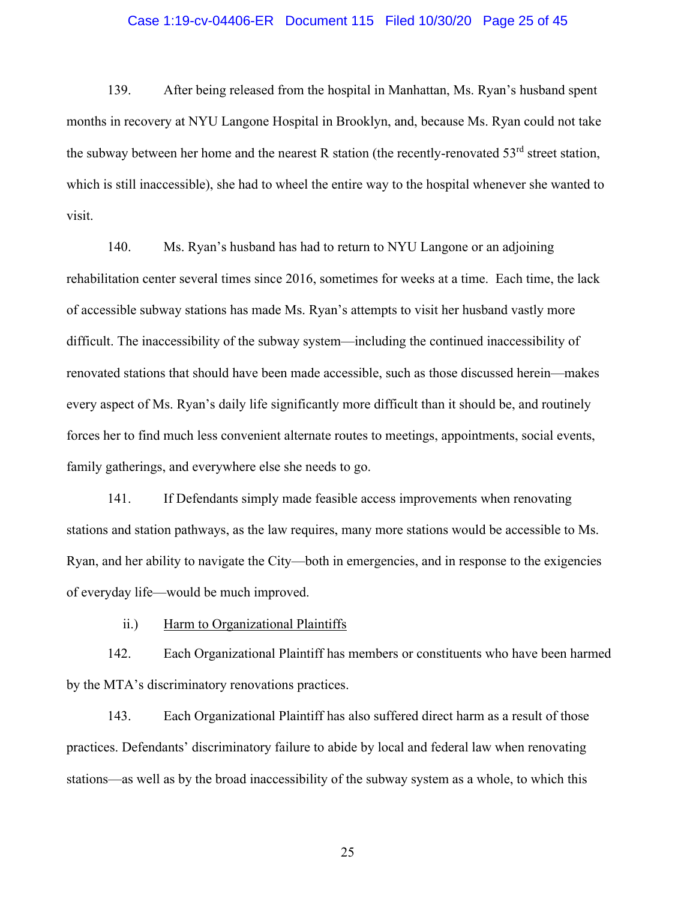139. After being released from the hospital in Manhattan, Ms. Ryan's husband spent months in recovery at NYU Langone Hospital in Brooklyn, and, because Ms. Ryan could not take the subway between her home and the nearest R station (the recently-renovated 53rd street station, which is still inaccessible), she had to wheel the entire way to the hospital whenever she wanted to visit.

140. Ms. Ryan's husband has had to return to NYU Langone or an adjoining rehabilitation center several times since 2016, sometimes for weeks at a time. Each time, the lack of accessible subway stations has made Ms. Ryan's attempts to visit her husband vastly more difficult. The inaccessibility of the subway system—including the continued inaccessibility of renovated stations that should have been made accessible, such as those discussed herein—makes every aspect of Ms. Ryan's daily life significantly more difficult than it should be, and routinely forces her to find much less convenient alternate routes to meetings, appointments, social events, family gatherings, and everywhere else she needs to go.

141. If Defendants simply made feasible access improvements when renovating stations and station pathways, as the law requires, many more stations would be accessible to Ms. Ryan, and her ability to navigate the City—both in emergencies, and in response to the exigencies of everyday life—would be much improved.

ii.) Harm to Organizational Plaintiffs

142. Each Organizational Plaintiff has members or constituents who have been harmed by the MTA's discriminatory renovations practices.

143. Each Organizational Plaintiff has also suffered direct harm as a result of those practices. Defendants' discriminatory failure to abide by local and federal law when renovating stations—as well as by the broad inaccessibility of the subway system as a whole, to which this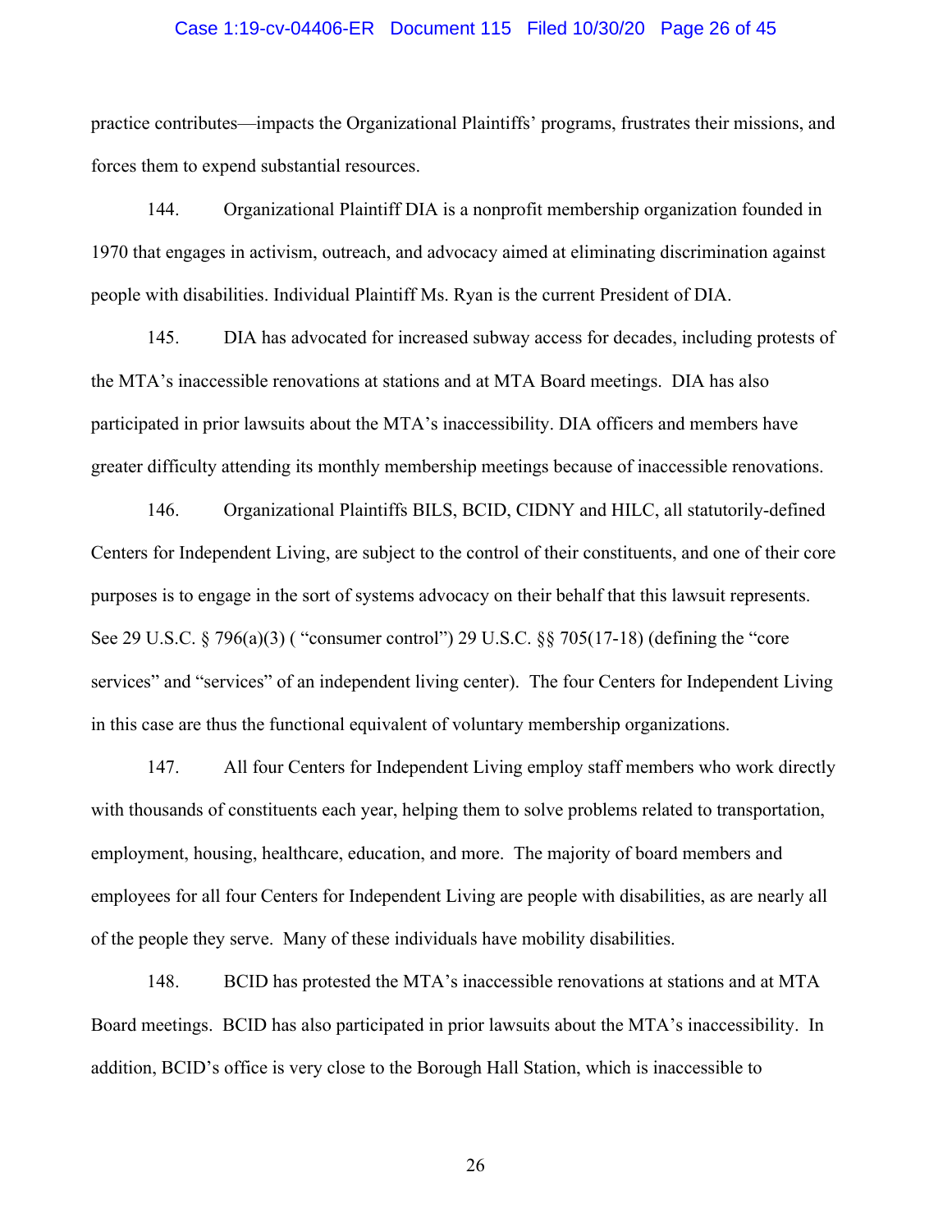practice contributes—impacts the Organizational Plaintiffs' programs, frustrates their missions, and forces them to expend substantial resources.

144. Organizational Plaintiff DIA is a nonprofit membership organization founded in 1970 that engages in activism, outreach, and advocacy aimed at eliminating discrimination against people with disabilities. Individual Plaintiff Ms. Ryan is the current President of DIA.

145. DIA has advocated for increased subway access for decades, including protests of the MTA's inaccessible renovations at stations and at MTA Board meetings. DIA has also participated in prior lawsuits about the MTA's inaccessibility. DIA officers and members have greater difficulty attending its monthly membership meetings because of inaccessible renovations.

146. Organizational Plaintiffs BILS, BCID, CIDNY and HILC, all statutorily-defined Centers for Independent Living, are subject to the control of their constituents, and one of their core purposes is to engage in the sort of systems advocacy on their behalf that this lawsuit represents. See 29 U.S.C. § 796(a)(3) ( "consumer control") 29 U.S.C. §§ 705(17-18) (defining the "core services" and "services" of an independent living center). The four Centers for Independent Living in this case are thus the functional equivalent of voluntary membership organizations.

147. All four Centers for Independent Living employ staff members who work directly with thousands of constituents each year, helping them to solve problems related to transportation, employment, housing, healthcare, education, and more. The majority of board members and employees for all four Centers for Independent Living are people with disabilities, as are nearly all of the people they serve. Many of these individuals have mobility disabilities.

148. BCID has protested the MTA's inaccessible renovations at stations and at MTA Board meetings. BCID has also participated in prior lawsuits about the MTA's inaccessibility. In addition, BCID's office is very close to the Borough Hall Station, which is inaccessible to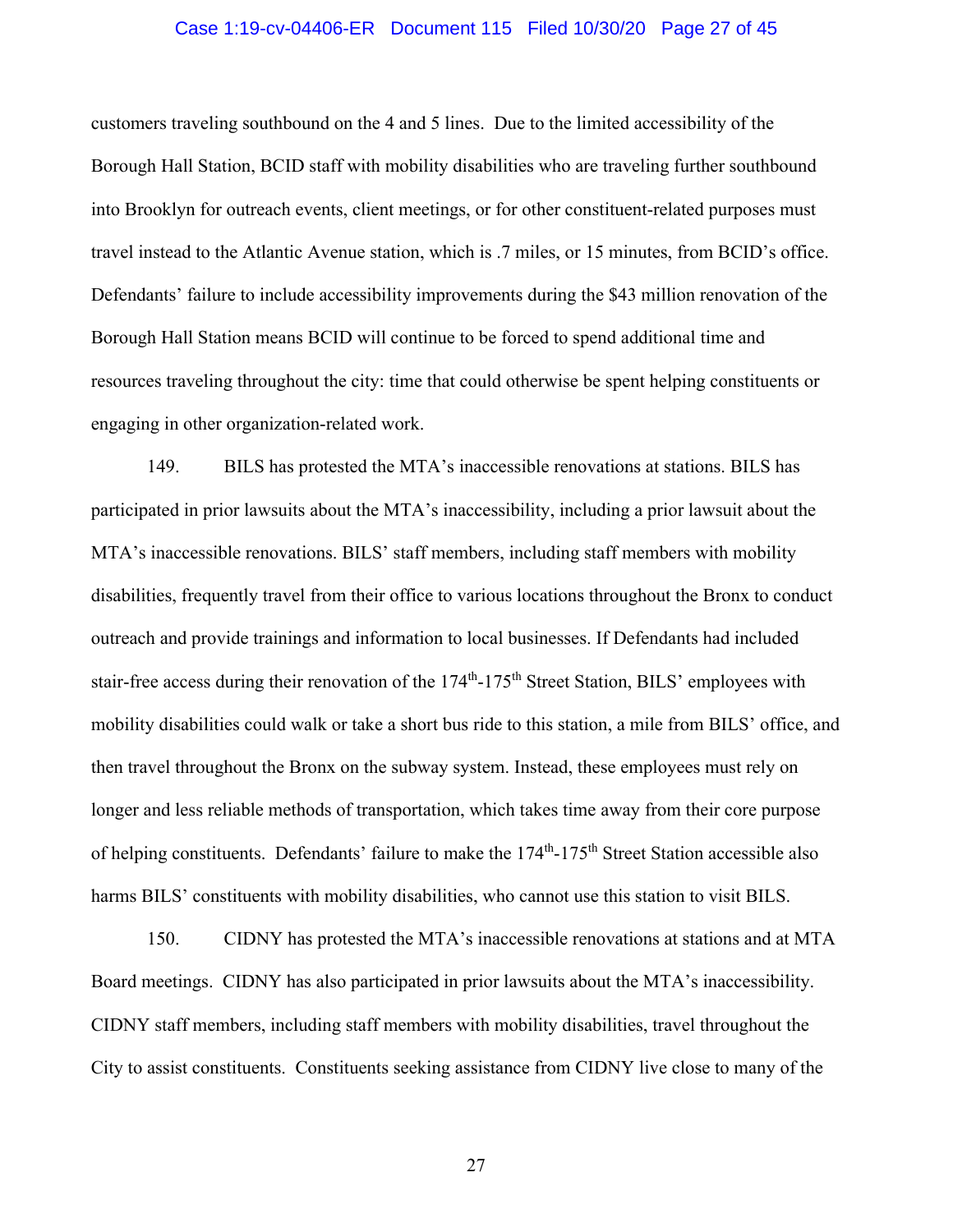customers traveling southbound on the 4 and 5 lines. Due to the limited accessibility of the Borough Hall Station, BCID staff with mobility disabilities who are traveling further southbound into Brooklyn for outreach events, client meetings, or for other constituent-related purposes must travel instead to the Atlantic Avenue station, which is .7 miles, or 15 minutes, from BCID's office. Defendants' failure to include accessibility improvements during the $43 million renovation of the Borough Hall Station means BCID will continue to be forced to spend additional time and resources traveling throughout the city: time that could otherwise be spent helping constituents or engaging in other organization-related work.

149. BILS has protested the MTA's inaccessible renovations at stations. BILS has participated in prior lawsuits about the MTA's inaccessibility, including a prior lawsuit about the MTA's inaccessible renovations. BILS' staff members, including staff members with mobility disabilities, frequently travel from their office to various locations throughout the Bronx to conduct outreach and provide trainings and information to local businesses. If Defendants had included stair-free access during their renovation of the 174th-175th Street Station, BILS' employees with mobility disabilities could walk or take a short bus ride to this station, a mile from BILS' office, and then travel throughout the Bronx on the subway system. Instead, these employees must rely on longer and less reliable methods of transportation, which takes time away from their core purpose of helping constituents. Defendants' failure to make the 174th-175th Street Station accessible also harms BILS' constituents with mobility disabilities, who cannot use this station to visit BILS.

150. CIDNY has protested the MTA's inaccessible renovations at stations and at MTA Board meetings. CIDNY has also participated in prior lawsuits about the MTA's inaccessibility. CIDNY staff members, including staff members with mobility disabilities, travel throughout the City to assist constituents. Constituents seeking assistance from CIDNY live close to many of the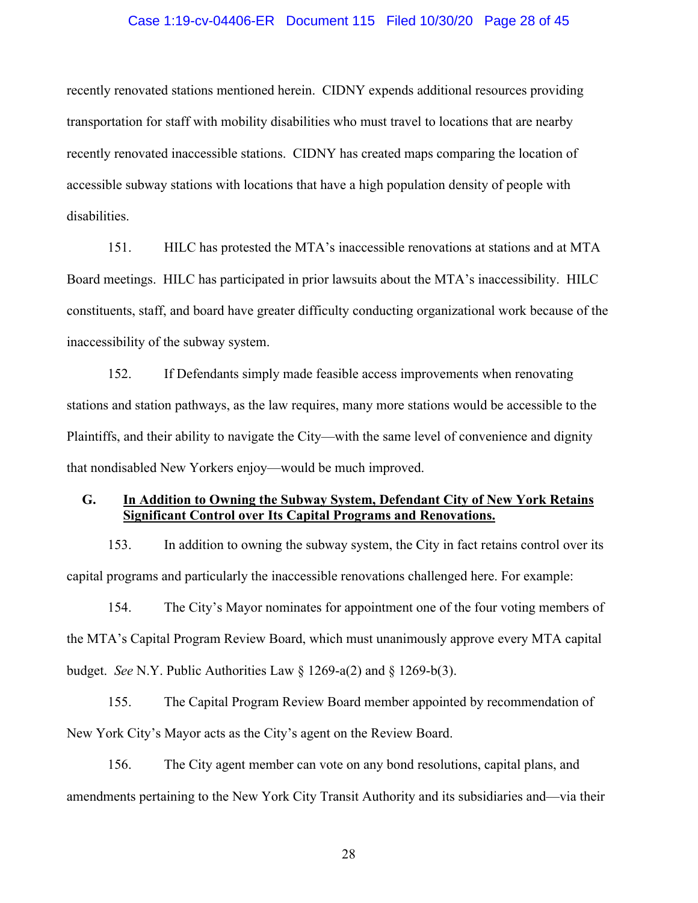recently renovated stations mentioned herein. CIDNY expends additional resources providing transportation for staff with mobility disabilities who must travel to locations that are nearby recently renovated inaccessible stations. CIDNY has created maps comparing the location of accessible subway stations with locations that have a high population density of people with disabilities.

151. HILC has protested the MTA's inaccessible renovations at stations and at MTA Board meetings. HILC has participated in prior lawsuits about the MTA's inaccessibility. HILC constituents, staff, and board have greater difficulty conducting organizational work because of the inaccessibility of the subway system.

152. If Defendants simply made feasible access improvements when renovating stations and station pathways, as the law requires, many more stations would be accessible to the Plaintiffs, and their ability to navigate the City—with the same level of convenience and dignity that nondisabled New Yorkers enjoy—would be much improved.

### G. <u>In Addition to Owning the Subway System, Defendant City of New York Retains Significant Control over Its Capital Programs and Renovations.</u>

153. In addition to owning the subway system, the City in fact retains control over its capital programs and particularly the inaccessible renovations challenged here. For example:

154. The City's Mayor nominates for appointment one of the four voting members of the MTA's Capital Program Review Board, which must unanimously approve every MTA capital budget. *See* N.Y. Public Authorities Law § 1269-a(2) and § 1269-b(3).

155. The Capital Program Review Board member appointed by recommendation of New York City's Mayor acts as the City's agent on the Review Board.

156. The City agent member can vote on any bond resolutions, capital plans, and amendments pertaining to the New York City Transit Authority and its subsidiaries and—via their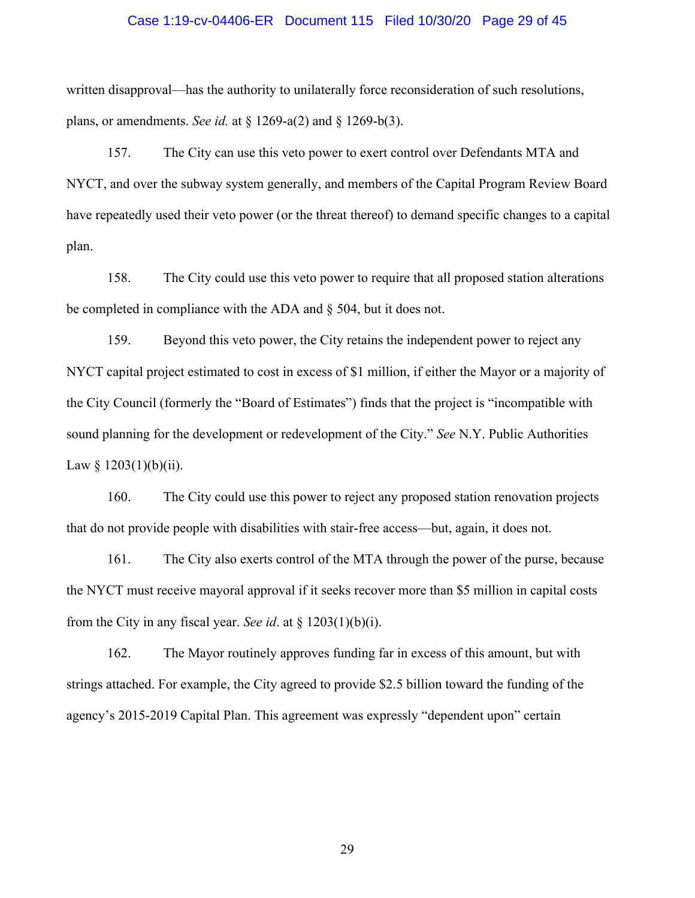written disapproval—has the authority to unilaterally force reconsideration of such resolutions, plans, or amendments. *See id.* at § 1269-a(2) and § 1269-b(3).

157. The City can use this veto power to exert control over Defendants MTA and NYCT, and over the subway system generally, and members of the Capital Program Review Board have repeatedly used their veto power (or the threat thereof) to demand specific changes to a capital plan.

158. The City could use this veto power to require that all proposed station alterations be completed in compliance with the ADA and § 504, but it does not.

159. Beyond this veto power, the City retains the independent power to reject any NYCT capital project estimated to cost in excess of $1 million, if either the Mayor or a majority of the City Council (formerly the "Board of Estimates") finds that the project is "incompatible with sound planning for the development or redevelopment of the City." *See* N.Y. Public Authorities Law § 1203(1)(b)(ii).

160. The City could use this power to reject any proposed station renovation projects that do not provide people with disabilities with stair-free access—but, again, it does not.

161. The City also exerts control of the MTA through the power of the purse, because the NYCT must receive mayoral approval if it seeks recover more than $5 million in capital costs from the City in any fiscal year. *See id*. at § 1203(1)(b)(i).

162. The Mayor routinely approves funding far in excess of this amount, but with strings attached. For example, the City agreed to provide $2.5 billion toward the funding of the agency's 2015-2019 Capital Plan. This agreement was expressly "dependent upon" certain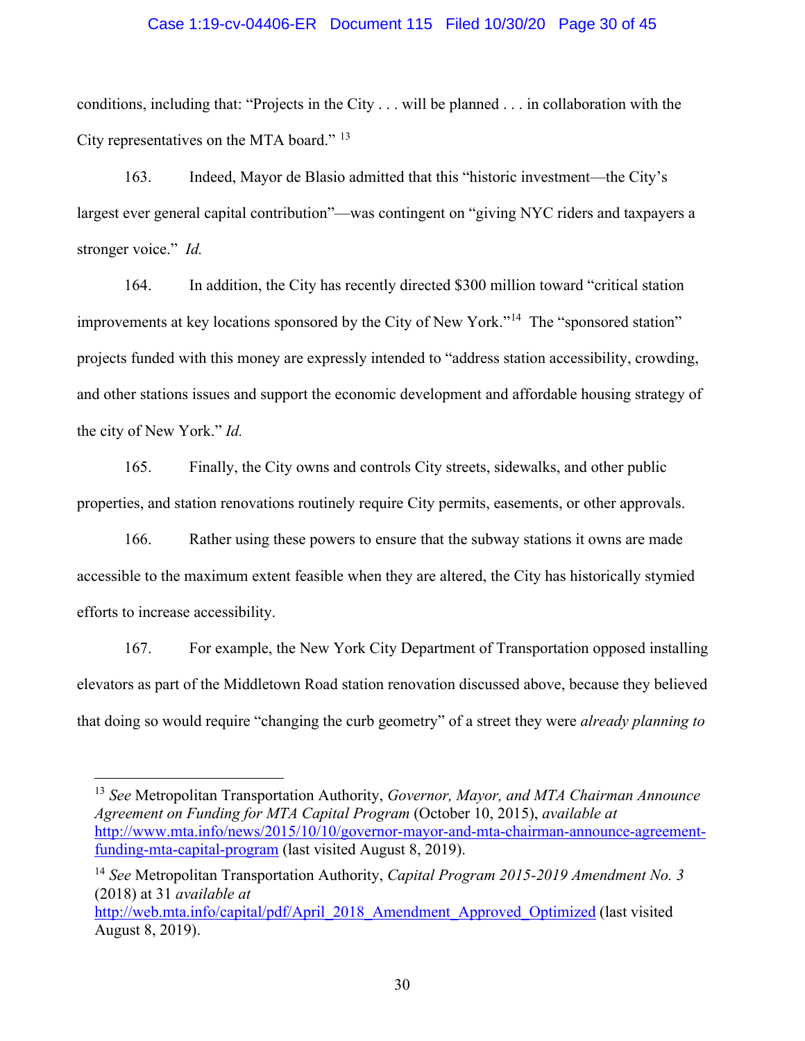conditions, including that: "Projects in the City . . . will be planned . . . in collaboration with the City representatives on the MTA board." [13]

163. Indeed, Mayor de Blasio admitted that this "historic investment—the City's largest ever general capital contribution"—was contingent on "giving NYC riders and taxpayers a stronger voice." *Id.*

164. In addition, the City has recently directed $300 million toward "critical station improvements at key locations sponsored by the City of New York."[14] The "sponsored station" projects funded with this money are expressly intended to "address station accessibility, crowding, and other stations issues and support the economic development and affordable housing strategy of the city of New York." *Id.*

165. Finally, the City owns and controls City streets, sidewalks, and other public properties, and station renovations routinely require City permits, easements, or other approvals.

166. Rather using these powers to ensure that the subway stations it owns are made accessible to the maximum extent feasible when they are altered, the City has historically stymied efforts to increase accessibility.

167. For example, the New York City Department of Transportation opposed installing elevators as part of the Middletown Road station renovation discussed above, because they believed that doing so would require "changing the curb geometry" of a street they were *already planning to*

---

[13] *See* Metropolitan Transportation Authority, *Governor, Mayor, and MTA Chairman Announce Agreement on Funding for MTA Capital Program* (October 10, 2015), *available at* http://www.mta.info/news/2015/10/10/governor-mayor-and-mta-chairman-announce-agreement-funding-mta-capital-program (last visited August 8, 2019).

[14] *See* Metropolitan Transportation Authority, *Capital Program 2015-2019 Amendment No. 3* (2018) at 31 *available at* http://web.mta.info/capital/pdf/April_2018_Amendment_Approved_Optimized (last visited August 8, 2019).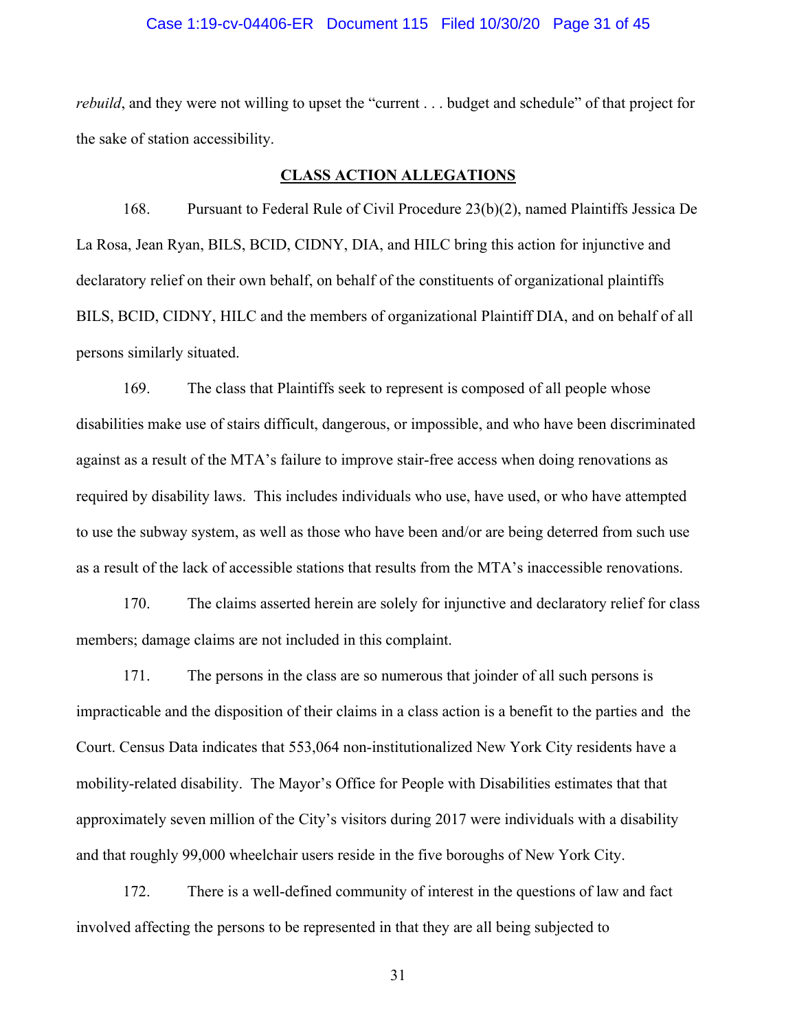*rebuild*, and they were not willing to upset the "current . . . budget and schedule" of that project for the sake of station accessibility.

## CLASS ACTION ALLEGATIONS

168. Pursuant to Federal Rule of Civil Procedure 23(b)(2), named Plaintiffs Jessica De La Rosa, Jean Ryan, BILS, BCID, CIDNY, DIA, and HILC bring this action for injunctive and declaratory relief on their own behalf, on behalf of the constituents of organizational plaintiffs BILS, BCID, CIDNY, HILC and the members of organizational Plaintiff DIA, and on behalf of all persons similarly situated.

169. The class that Plaintiffs seek to represent is composed of all people whose disabilities make use of stairs difficult, dangerous, or impossible, and who have been discriminated against as a result of the MTA's failure to improve stair-free access when doing renovations as required by disability laws. This includes individuals who use, have used, or who have attempted to use the subway system, as well as those who have been and/or are being deterred from such use as a result of the lack of accessible stations that results from the MTA's inaccessible renovations.

170. The claims asserted herein are solely for injunctive and declaratory relief for class members; damage claims are not included in this complaint.

171. The persons in the class are so numerous that joinder of all such persons is impracticable and the disposition of their claims in a class action is a benefit to the parties and the Court. Census Data indicates that 553,064 non-institutionalized New York City residents have a mobility-related disability. The Mayor's Office for People with Disabilities estimates that that approximately seven million of the City's visitors during 2017 were individuals with a disability and that roughly 99,000 wheelchair users reside in the five boroughs of New York City.

172. There is a well-defined community of interest in the questions of law and fact involved affecting the persons to be represented in that they are all being subjected to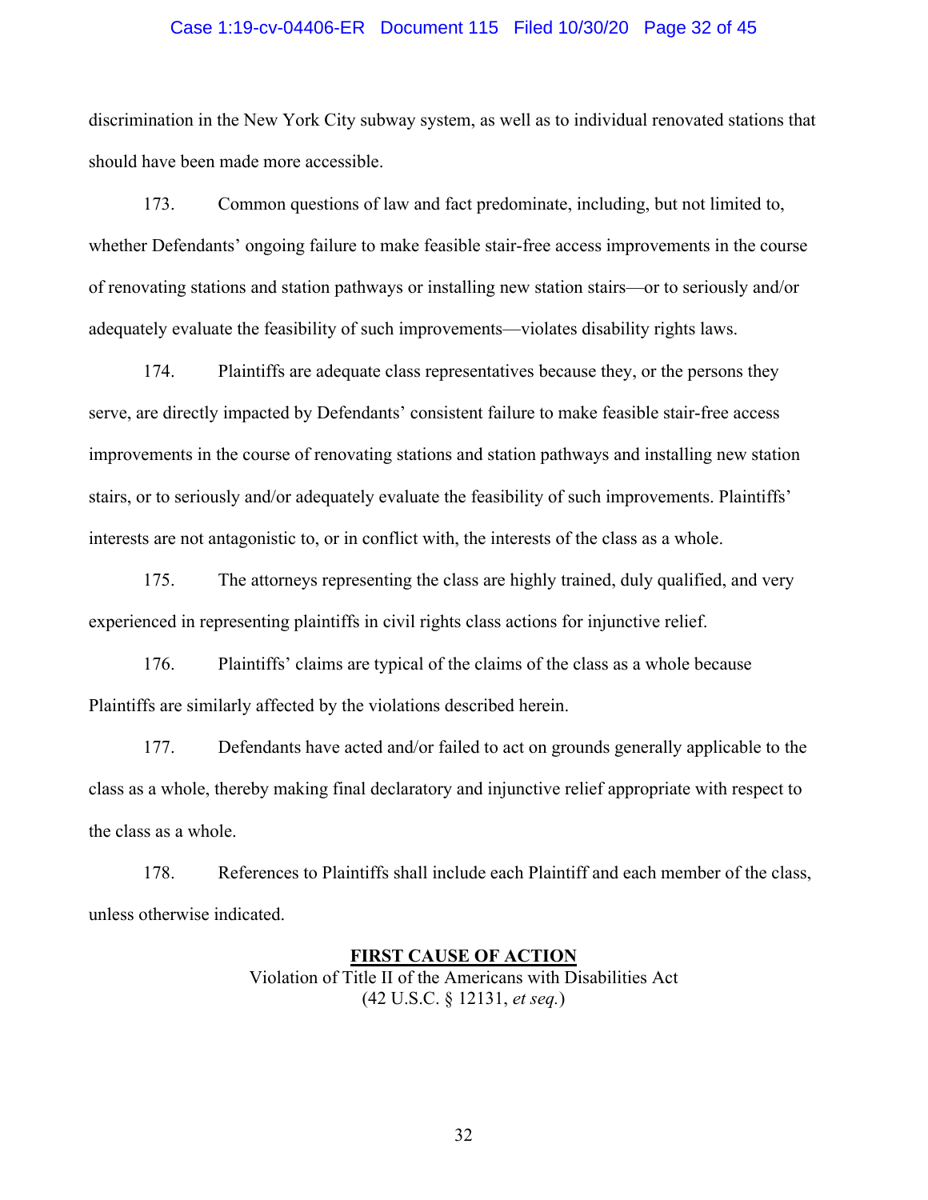discrimination in the New York City subway system, as well as to individual renovated stations that should have been made more accessible.

173. Common questions of law and fact predominate, including, but not limited to, whether Defendants' ongoing failure to make feasible stair-free access improvements in the course of renovating stations and station pathways or installing new station stairs—or to seriously and/or adequately evaluate the feasibility of such improvements—violates disability rights laws.

174. Plaintiffs are adequate class representatives because they, or the persons they serve, are directly impacted by Defendants' consistent failure to make feasible stair-free access improvements in the course of renovating stations and station pathways and installing new station stairs, or to seriously and/or adequately evaluate the feasibility of such improvements. Plaintiffs' interests are not antagonistic to, or in conflict with, the interests of the class as a whole.

175. The attorneys representing the class are highly trained, duly qualified, and very experienced in representing plaintiffs in civil rights class actions for injunctive relief.

176. Plaintiffs' claims are typical of the claims of the class as a whole because Plaintiffs are similarly affected by the violations described herein.

177. Defendants have acted and/or failed to act on grounds generally applicable to the class as a whole, thereby making final declaratory and injunctive relief appropriate with respect to the class as a whole.

178. References to Plaintiffs shall include each Plaintiff and each member of the class, unless otherwise indicated.

## FIRST CAUSE OF ACTION

Violation of Title II of the Americans with Disabilities Act
(42 U.S.C. § 12131, *et seq.*)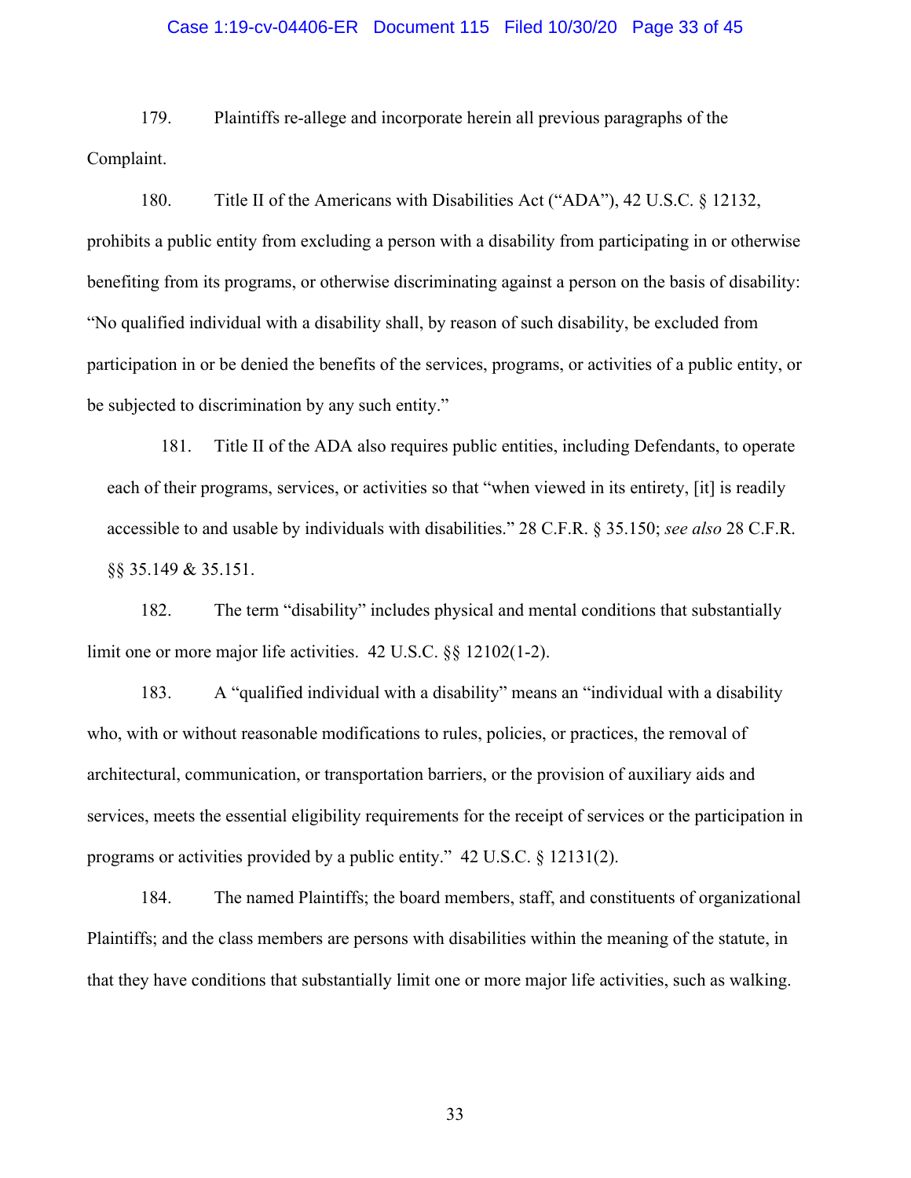179. Plaintiffs re-allege and incorporate herein all previous paragraphs of the Complaint.

180. Title II of the Americans with Disabilities Act ("ADA"), 42 U.S.C. § 12132, prohibits a public entity from excluding a person with a disability from participating in or otherwise benefiting from its programs, or otherwise discriminating against a person on the basis of disability: "No qualified individual with a disability shall, by reason of such disability, be excluded from participation in or be denied the benefits of the services, programs, or activities of a public entity, or be subjected to discrimination by any such entity."

181. Title II of the ADA also requires public entities, including Defendants, to operate each of their programs, services, or activities so that "when viewed in its entirety, [it] is readily accessible to and usable by individuals with disabilities." 28 C.F.R. § 35.150; *see also* 28 C.F.R. §§ 35.149 & 35.151.

182. The term "disability" includes physical and mental conditions that substantially limit one or more major life activities. 42 U.S.C. §§ 12102(1-2).

183. A "qualified individual with a disability" means an "individual with a disability who, with or without reasonable modifications to rules, policies, or practices, the removal of architectural, communication, or transportation barriers, or the provision of auxiliary aids and services, meets the essential eligibility requirements for the receipt of services or the participation in programs or activities provided by a public entity." 42 U.S.C. § 12131(2).

184. The named Plaintiffs; the board members, staff, and constituents of organizational Plaintiffs; and the class members are persons with disabilities within the meaning of the statute, in that they have conditions that substantially limit one or more major life activities, such as walking.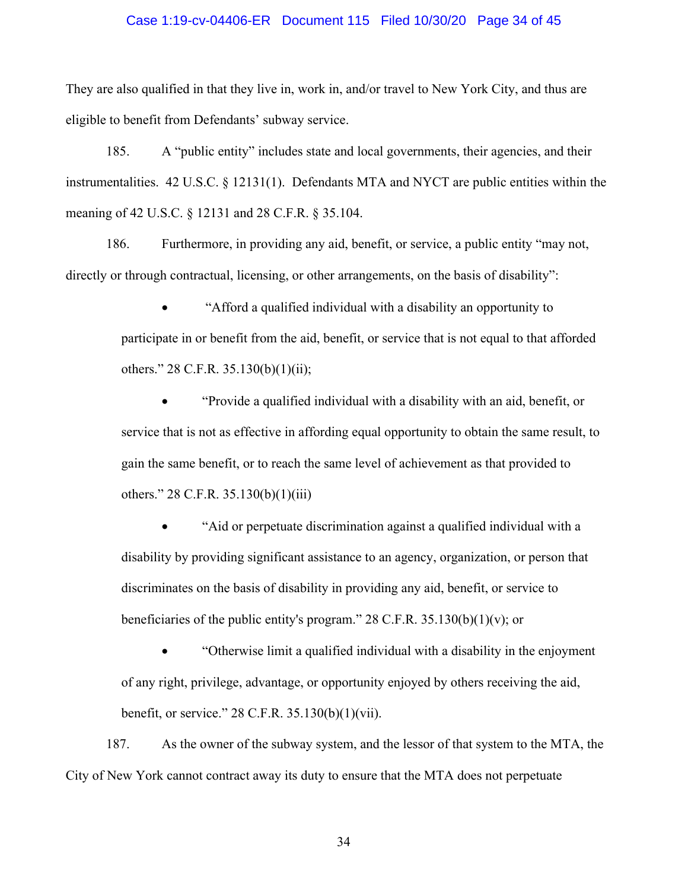They are also qualified in that they live in, work in, and/or travel to New York City, and thus are eligible to benefit from Defendants' subway service.

185. A "public entity" includes state and local governments, their agencies, and their instrumentalities. 42 U.S.C. § 12131(1). Defendants MTA and NYCT are public entities within the meaning of 42 U.S.C. § 12131 and 28 C.F.R. § 35.104.

186. Furthermore, in providing any aid, benefit, or service, a public entity "may not, directly or through contractual, licensing, or other arrangements, on the basis of disability":

- "Afford a qualified individual with a disability an opportunity to participate in or benefit from the aid, benefit, or service that is not equal to that afforded others." 28 C.F.R. 35.130(b)(1)(ii);

- "Provide a qualified individual with a disability with an aid, benefit, or service that is not as effective in affording equal opportunity to obtain the same result, to gain the same benefit, or to reach the same level of achievement as that provided to others." 28 C.F.R. 35.130(b)(1)(iii)

- "Aid or perpetuate discrimination against a qualified individual with a disability by providing significant assistance to an agency, organization, or person that discriminates on the basis of disability in providing any aid, benefit, or service to beneficiaries of the public entity's program." 28 C.F.R. 35.130(b)(1)(v); or

- "Otherwise limit a qualified individual with a disability in the enjoyment of any right, privilege, advantage, or opportunity enjoyed by others receiving the aid, benefit, or service." 28 C.F.R. 35.130(b)(1)(vii).

187. As the owner of the subway system, and the lessor of that system to the MTA, the City of New York cannot contract away its duty to ensure that the MTA does not perpetuate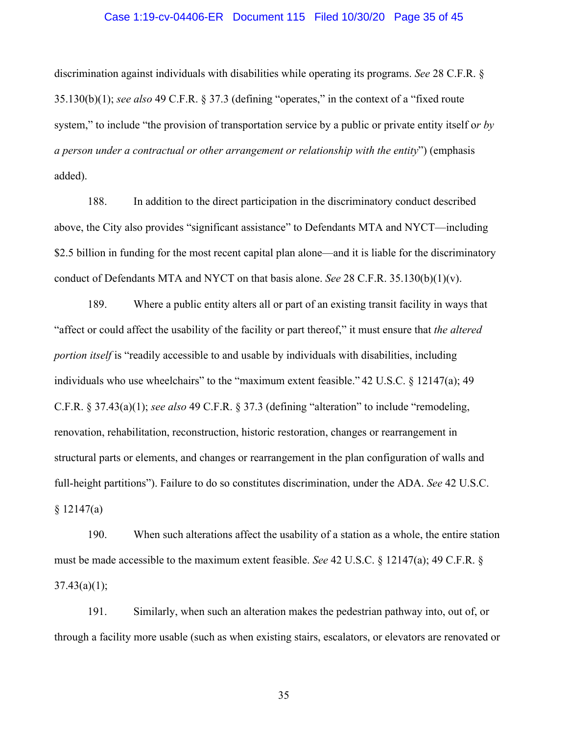discrimination against individuals with disabilities while operating its programs. *See* 28 C.F.R. § 35.130(b)(1); *see also* 49 C.F.R. § 37.3 (defining "operates," in the context of a "fixed route system," to include "the provision of transportation service by a public or private entity itself o*r by a person under a contractual or other arrangement or relationship with the entity*") (emphasis added).

188. In addition to the direct participation in the discriminatory conduct described above, the City also provides "significant assistance" to Defendants MTA and NYCT—including $2.5 billion in funding for the most recent capital plan alone—and it is liable for the discriminatory conduct of Defendants MTA and NYCT on that basis alone. *See* 28 C.F.R. 35.130(b)(1)(v).

189. Where a public entity alters all or part of an existing transit facility in ways that "affect or could affect the usability of the facility or part thereof," it must ensure that *the altered portion itself* is "readily accessible to and usable by individuals with disabilities, including individuals who use wheelchairs" to the "maximum extent feasible." 42 U.S.C. § 12147(a); 49 C.F.R. § 37.43(a)(1); *see also* 49 C.F.R. § 37.3 (defining "alteration" to include "remodeling, renovation, rehabilitation, reconstruction, historic restoration, changes or rearrangement in structural parts or elements, and changes or rearrangement in the plan configuration of walls and full-height partitions"). Failure to do so constitutes discrimination, under the ADA. *See* 42 U.S.C. § 12147(a)

190. When such alterations affect the usability of a station as a whole, the entire station must be made accessible to the maximum extent feasible. *See* 42 U.S.C. § 12147(a); 49 C.F.R. § 37.43(a)(1);

191. Similarly, when such an alteration makes the pedestrian pathway into, out of, or through a facility more usable (such as when existing stairs, escalators, or elevators are renovated or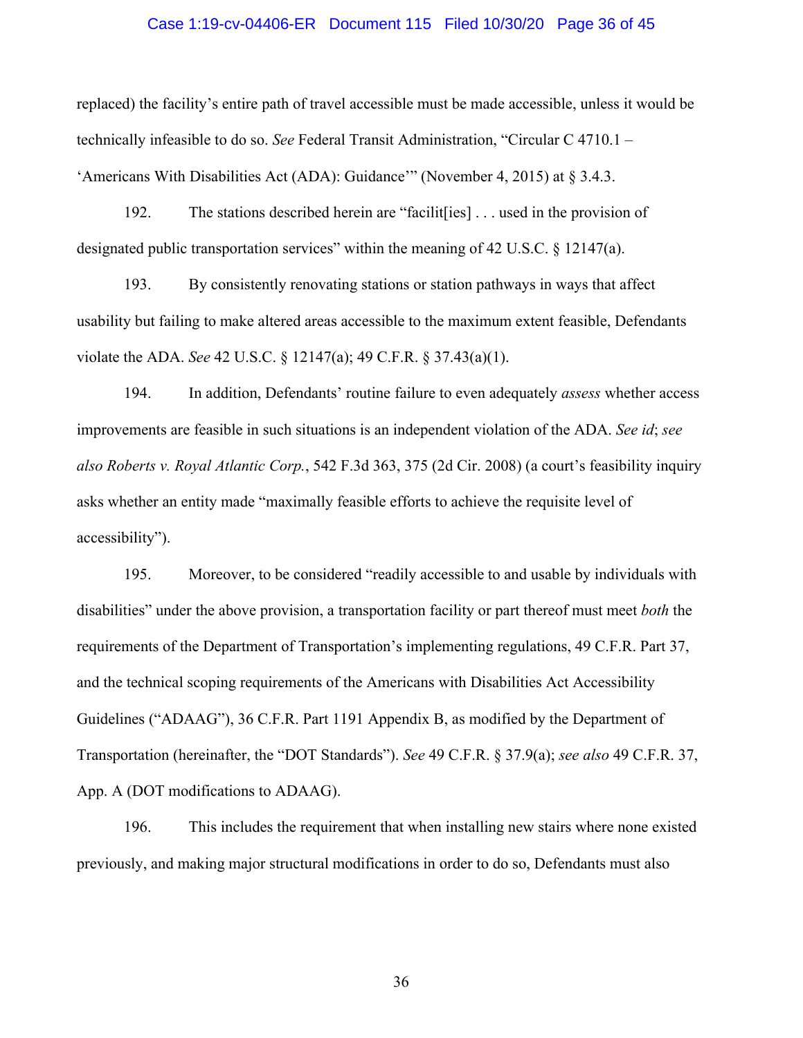replaced) the facility's entire path of travel accessible must be made accessible, unless it would be technically infeasible to do so. *See* Federal Transit Administration, "Circular C 4710.1 – 'Americans With Disabilities Act (ADA): Guidance'" (November 4, 2015) at § 3.4.3.

192. The stations described herein are "facilit[ies] . . . used in the provision of designated public transportation services" within the meaning of 42 U.S.C. § 12147(a).

193. By consistently renovating stations or station pathways in ways that affect usability but failing to make altered areas accessible to the maximum extent feasible, Defendants violate the ADA. *See* 42 U.S.C. § 12147(a); 49 C.F.R. § 37.43(a)(1).

194. In addition, Defendants' routine failure to even adequately *assess* whether access improvements are feasible in such situations is an independent violation of the ADA. *See id*; *see also Roberts v. Royal Atlantic Corp.*, 542 F.3d 363, 375 (2d Cir. 2008) (a court's feasibility inquiry asks whether an entity made "maximally feasible efforts to achieve the requisite level of accessibility").

195. Moreover, to be considered "readily accessible to and usable by individuals with disabilities" under the above provision, a transportation facility or part thereof must meet *both* the requirements of the Department of Transportation's implementing regulations, 49 C.F.R. Part 37, and the technical scoping requirements of the Americans with Disabilities Act Accessibility Guidelines ("ADAAG"), 36 C.F.R. Part 1191 Appendix B, as modified by the Department of Transportation (hereinafter, the "DOT Standards"). *See* 49 C.F.R. § 37.9(a); *see also* 49 C.F.R. 37, App. A (DOT modifications to ADAAG).

196. This includes the requirement that when installing new stairs where none existed previously, and making major structural modifications in order to do so, Defendants must also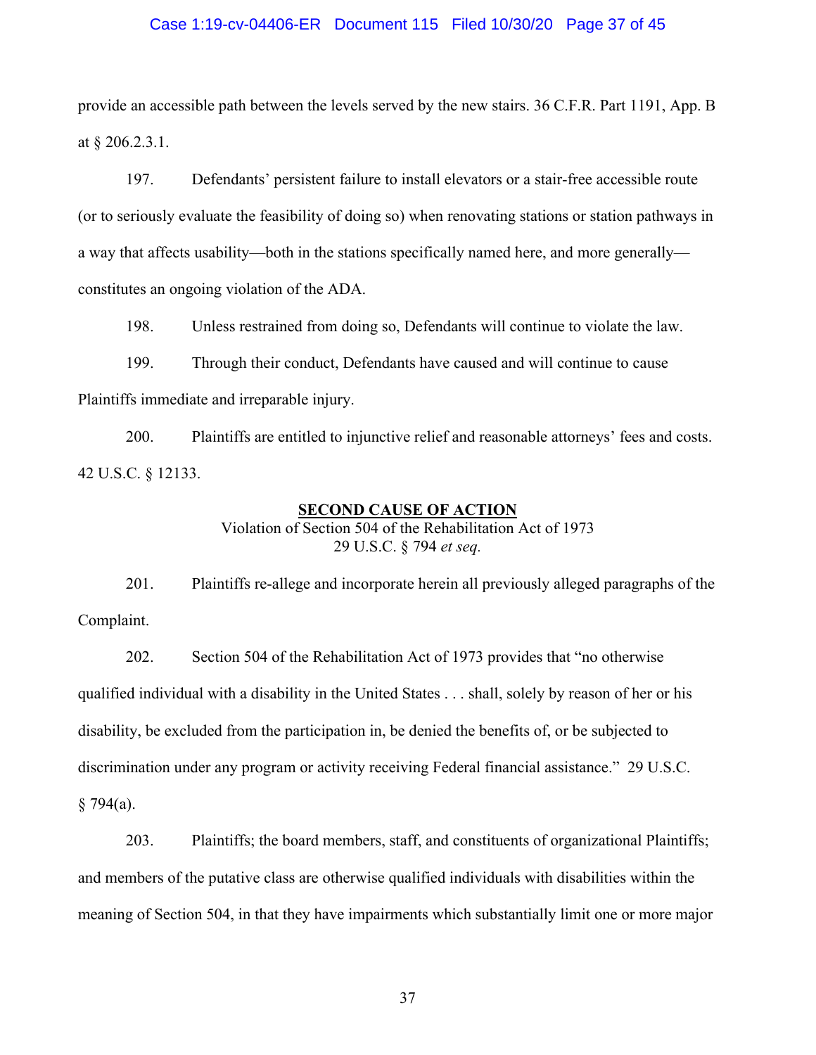provide an accessible path between the levels served by the new stairs. 36 C.F.R. Part 1191, App. B at § 206.2.3.1.

197. Defendants' persistent failure to install elevators or a stair-free accessible route (or to seriously evaluate the feasibility of doing so) when renovating stations or station pathways in a way that affects usability—both in the stations specifically named here, and more generally—constitutes an ongoing violation of the ADA.

198. Unless restrained from doing so, Defendants will continue to violate the law.

199. Through their conduct, Defendants have caused and will continue to cause Plaintiffs immediate and irreparable injury.

200. Plaintiffs are entitled to injunctive relief and reasonable attorneys' fees and costs. 42 U.S.C. § 12133.

## SECOND CAUSE OF ACTION

Violation of Section 504 of the Rehabilitation Act of 1973
29 U.S.C. § 794 *et seq.*

201. Plaintiffs re-allege and incorporate herein all previously alleged paragraphs of the Complaint.

202. Section 504 of the Rehabilitation Act of 1973 provides that "no otherwise qualified individual with a disability in the United States . . . shall, solely by reason of her or his disability, be excluded from the participation in, be denied the benefits of, or be subjected to discrimination under any program or activity receiving Federal financial assistance." 29 U.S.C. § 794(a).

203. Plaintiffs; the board members, staff, and constituents of organizational Plaintiffs; and members of the putative class are otherwise qualified individuals with disabilities within the meaning of Section 504, in that they have impairments which substantially limit one or more major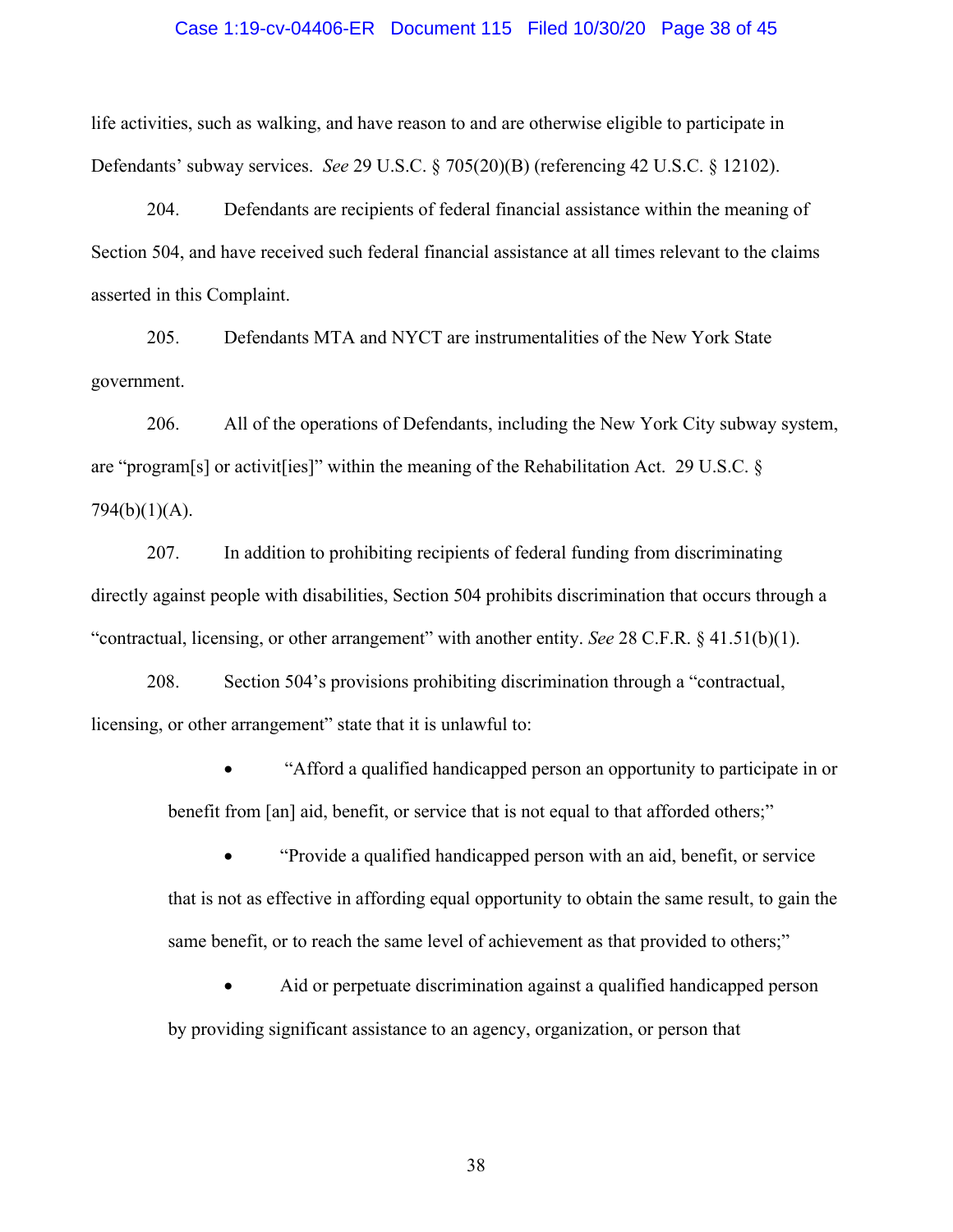life activities, such as walking, and have reason to and are otherwise eligible to participate in Defendants' subway services. *See* 29 U.S.C. § 705(20)(B) (referencing 42 U.S.C. § 12102).

204. Defendants are recipients of federal financial assistance within the meaning of Section 504, and have received such federal financial assistance at all times relevant to the claims asserted in this Complaint.

205. Defendants MTA and NYCT are instrumentalities of the New York State government.

206. All of the operations of Defendants, including the New York City subway system, are "program[s] or activit[ies]" within the meaning of the Rehabilitation Act. 29 U.S.C. § 794(b)(1)(A).

207. In addition to prohibiting recipients of federal funding from discriminating directly against people with disabilities, Section 504 prohibits discrimination that occurs through a "contractual, licensing, or other arrangement" with another entity. *See* 28 C.F.R. § 41.51(b)(1).

208. Section 504's provisions prohibiting discrimination through a "contractual, licensing, or other arrangement" state that it is unlawful to:

- "Afford a qualified handicapped person an opportunity to participate in or benefit from [an] aid, benefit, or service that is not equal to that afforded others;"
- "Provide a qualified handicapped person with an aid, benefit, or service that is not as effective in affording equal opportunity to obtain the same result, to gain the same benefit, or to reach the same level of achievement as that provided to others;"
- Aid or perpetuate discrimination against a qualified handicapped person by providing significant assistance to an agency, organization, or person that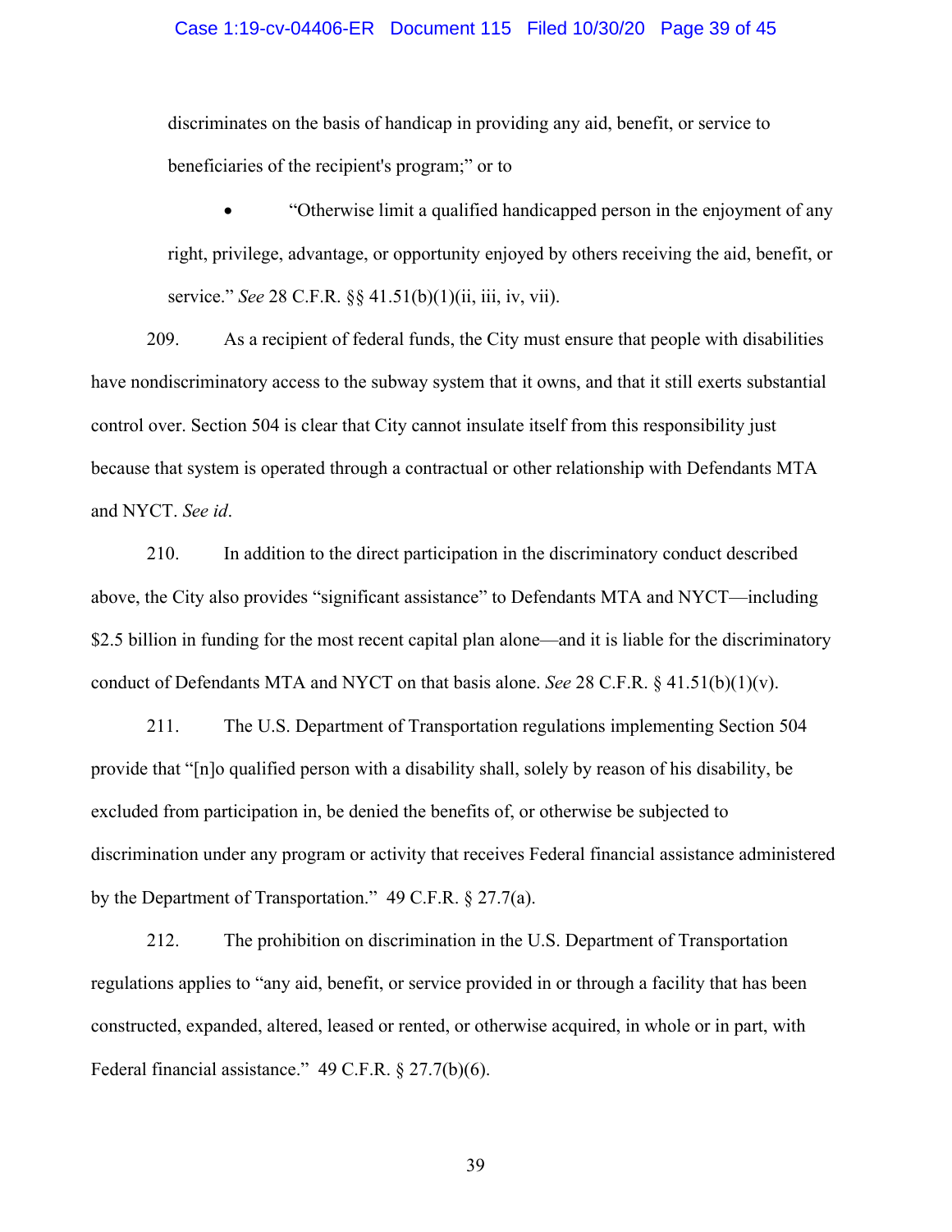discriminates on the basis of handicap in providing any aid, benefit, or service to beneficiaries of the recipient's program;" or to

- "Otherwise limit a qualified handicapped person in the enjoyment of any right, privilege, advantage, or opportunity enjoyed by others receiving the aid, benefit, or service." *See* 28 C.F.R. §§ 41.51(b)(1)(ii, iii, iv, vii).

209. As a recipient of federal funds, the City must ensure that people with disabilities have nondiscriminatory access to the subway system that it owns, and that it still exerts substantial control over. Section 504 is clear that City cannot insulate itself from this responsibility just because that system is operated through a contractual or other relationship with Defendants MTA and NYCT. *See id*.

210. In addition to the direct participation in the discriminatory conduct described above, the City also provides "significant assistance" to Defendants MTA and NYCT—including $2.5 billion in funding for the most recent capital plan alone—and it is liable for the discriminatory conduct of Defendants MTA and NYCT on that basis alone. *See* 28 C.F.R. § 41.51(b)(1)(v).

211. The U.S. Department of Transportation regulations implementing Section 504 provide that "[n]o qualified person with a disability shall, solely by reason of his disability, be excluded from participation in, be denied the benefits of, or otherwise be subjected to discrimination under any program or activity that receives Federal financial assistance administered by the Department of Transportation." 49 C.F.R. § 27.7(a).

212. The prohibition on discrimination in the U.S. Department of Transportation regulations applies to "any aid, benefit, or service provided in or through a facility that has been constructed, expanded, altered, leased or rented, or otherwise acquired, in whole or in part, with Federal financial assistance." 49 C.F.R. § 27.7(b)(6).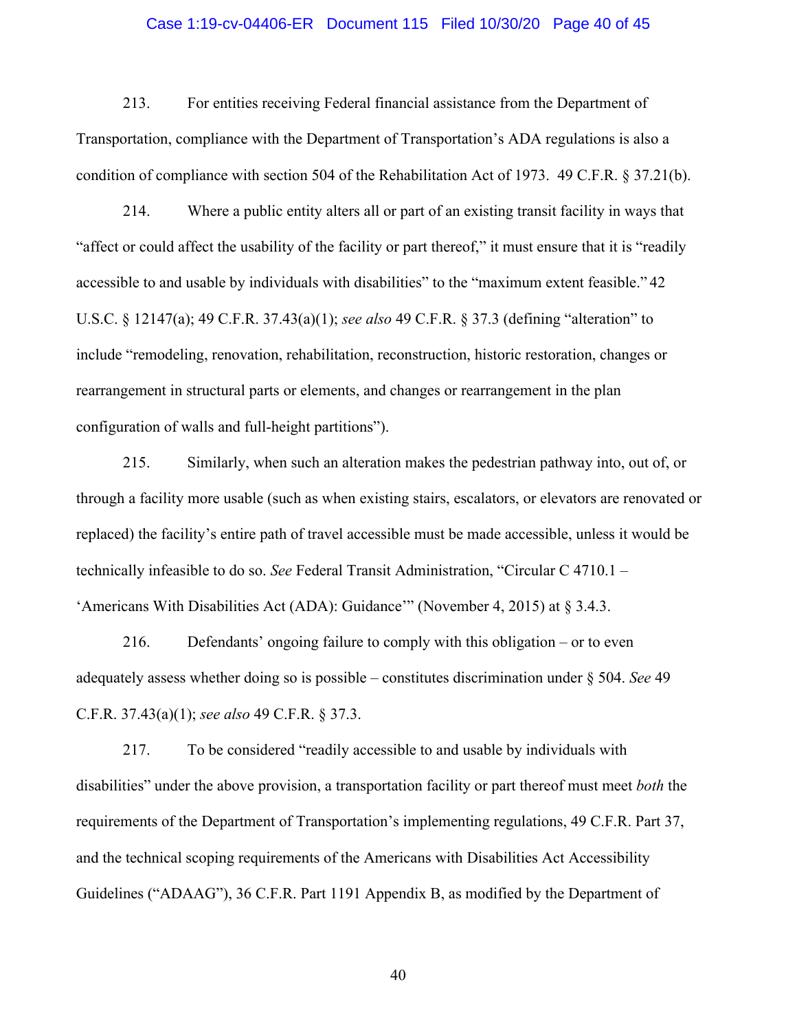213. For entities receiving Federal financial assistance from the Department of Transportation, compliance with the Department of Transportation's ADA regulations is also a condition of compliance with section 504 of the Rehabilitation Act of 1973. 49 C.F.R. § 37.21(b).

214. Where a public entity alters all or part of an existing transit facility in ways that "affect or could affect the usability of the facility or part thereof," it must ensure that it is "readily accessible to and usable by individuals with disabilities" to the "maximum extent feasible." 42 U.S.C. § 12147(a); 49 C.F.R. 37.43(a)(1); *see also* 49 C.F.R. § 37.3 (defining "alteration" to include "remodeling, renovation, rehabilitation, reconstruction, historic restoration, changes or rearrangement in structural parts or elements, and changes or rearrangement in the plan configuration of walls and full-height partitions").

215. Similarly, when such an alteration makes the pedestrian pathway into, out of, or through a facility more usable (such as when existing stairs, escalators, or elevators are renovated or replaced) the facility's entire path of travel accessible must be made accessible, unless it would be technically infeasible to do so. *See* Federal Transit Administration, "Circular C 4710.1 – 'Americans With Disabilities Act (ADA): Guidance'" (November 4, 2015) at § 3.4.3.

216. Defendants' ongoing failure to comply with this obligation – or to even adequately assess whether doing so is possible – constitutes discrimination under § 504. *See* 49 C.F.R. 37.43(a)(1); *see also* 49 C.F.R. § 37.3.

217. To be considered "readily accessible to and usable by individuals with disabilities" under the above provision, a transportation facility or part thereof must meet *both* the requirements of the Department of Transportation's implementing regulations, 49 C.F.R. Part 37, and the technical scoping requirements of the Americans with Disabilities Act Accessibility Guidelines ("ADAAG"), 36 C.F.R. Part 1191 Appendix B, as modified by the Department of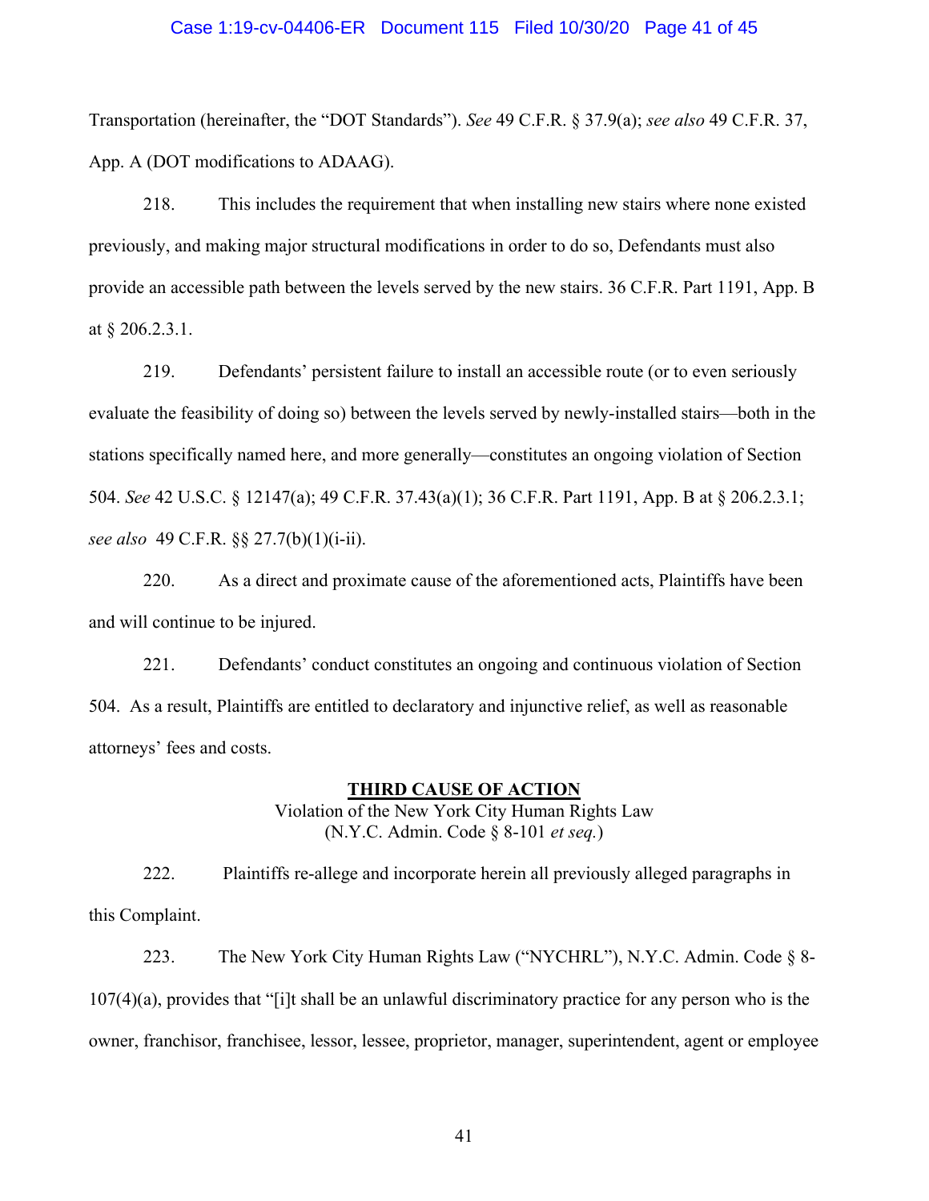Transportation (hereinafter, the "DOT Standards"). *See* 49 C.F.R. § 37.9(a); *see also* 49 C.F.R. 37, App. A (DOT modifications to ADAAG).

218. This includes the requirement that when installing new stairs where none existed previously, and making major structural modifications in order to do so, Defendants must also provide an accessible path between the levels served by the new stairs. 36 C.F.R. Part 1191, App. B at § 206.2.3.1.

219. Defendants' persistent failure to install an accessible route (or to even seriously evaluate the feasibility of doing so) between the levels served by newly-installed stairs—both in the stations specifically named here, and more generally—constitutes an ongoing violation of Section 504. *See* 42 U.S.C. § 12147(a); 49 C.F.R. 37.43(a)(1); 36 C.F.R. Part 1191, App. B at § 206.2.3.1; *see also* 49 C.F.R. §§ 27.7(b)(1)(i-ii).

220. As a direct and proximate cause of the aforementioned acts, Plaintiffs have been and will continue to be injured.

221. Defendants' conduct constitutes an ongoing and continuous violation of Section 504. As a result, Plaintiffs are entitled to declaratory and injunctive relief, as well as reasonable attorneys' fees and costs.

## THIRD CAUSE OF ACTION

Violation of the New York City Human Rights Law
(N.Y.C. Admin. Code § 8-101 *et seq.*)

222. Plaintiffs re-allege and incorporate herein all previously alleged paragraphs in this Complaint.

223. The New York City Human Rights Law ("NYCHRL"), N.Y.C. Admin. Code § 8-107(4)(a), provides that "[i]t shall be an unlawful discriminatory practice for any person who is the owner, franchisor, franchisee, lessor, lessee, proprietor, manager, superintendent, agent or employee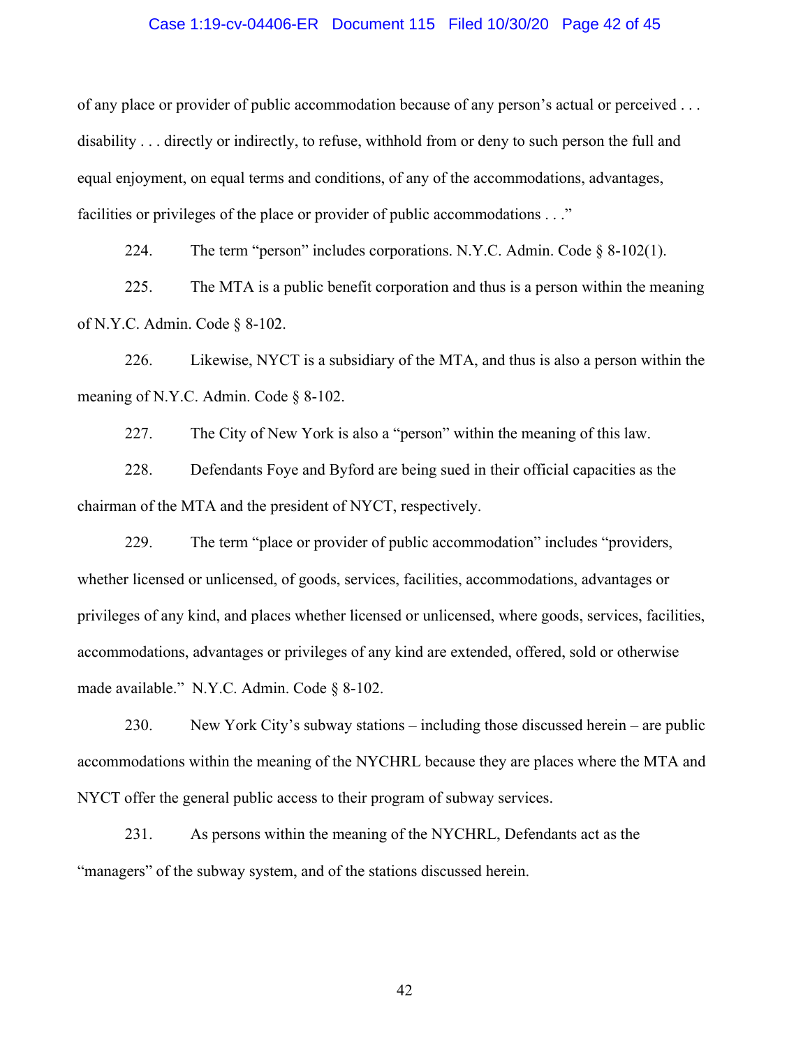of any place or provider of public accommodation because of any person's actual or perceived . . . disability . . . directly or indirectly, to refuse, withhold from or deny to such person the full and equal enjoyment, on equal terms and conditions, of any of the accommodations, advantages, facilities or privileges of the place or provider of public accommodations . . ."

224. The term "person" includes corporations. N.Y.C. Admin. Code § 8-102(1).

225. The MTA is a public benefit corporation and thus is a person within the meaning of N.Y.C. Admin. Code § 8-102.

226. Likewise, NYCT is a subsidiary of the MTA, and thus is also a person within the meaning of N.Y.C. Admin. Code § 8-102.

227. The City of New York is also a "person" within the meaning of this law.

228. Defendants Foye and Byford are being sued in their official capacities as the chairman of the MTA and the president of NYCT, respectively.

229. The term "place or provider of public accommodation" includes "providers, whether licensed or unlicensed, of goods, services, facilities, accommodations, advantages or privileges of any kind, and places whether licensed or unlicensed, where goods, services, facilities, accommodations, advantages or privileges of any kind are extended, offered, sold or otherwise made available." N.Y.C. Admin. Code § 8-102.

230. New York City's subway stations – including those discussed herein – are public accommodations within the meaning of the NYCHRL because they are places where the MTA and NYCT offer the general public access to their program of subway services.

231. As persons within the meaning of the NYCHRL, Defendants act as the "managers" of the subway system, and of the stations discussed herein.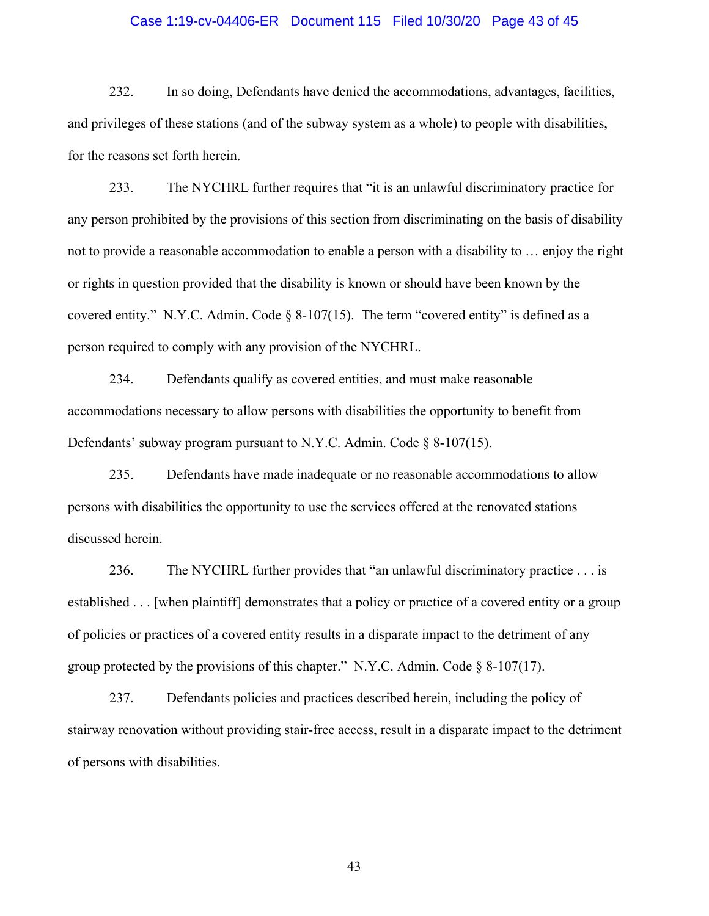232. In so doing, Defendants have denied the accommodations, advantages, facilities, and privileges of these stations (and of the subway system as a whole) to people with disabilities, for the reasons set forth herein.

233. The NYCHRL further requires that "it is an unlawful discriminatory practice for any person prohibited by the provisions of this section from discriminating on the basis of disability not to provide a reasonable accommodation to enable a person with a disability to … enjoy the right or rights in question provided that the disability is known or should have been known by the covered entity." N.Y.C. Admin. Code § 8-107(15). The term "covered entity" is defined as a person required to comply with any provision of the NYCHRL.

234. Defendants qualify as covered entities, and must make reasonable accommodations necessary to allow persons with disabilities the opportunity to benefit from Defendants' subway program pursuant to N.Y.C. Admin. Code § 8-107(15).

235. Defendants have made inadequate or no reasonable accommodations to allow persons with disabilities the opportunity to use the services offered at the renovated stations discussed herein.

236. The NYCHRL further provides that "an unlawful discriminatory practice . . . is established . . . [when plaintiff] demonstrates that a policy or practice of a covered entity or a group of policies or practices of a covered entity results in a disparate impact to the detriment of any group protected by the provisions of this chapter." N.Y.C. Admin. Code § 8-107(17).

237. Defendants policies and practices described herein, including the policy of stairway renovation without providing stair-free access, result in a disparate impact to the detriment of persons with disabilities.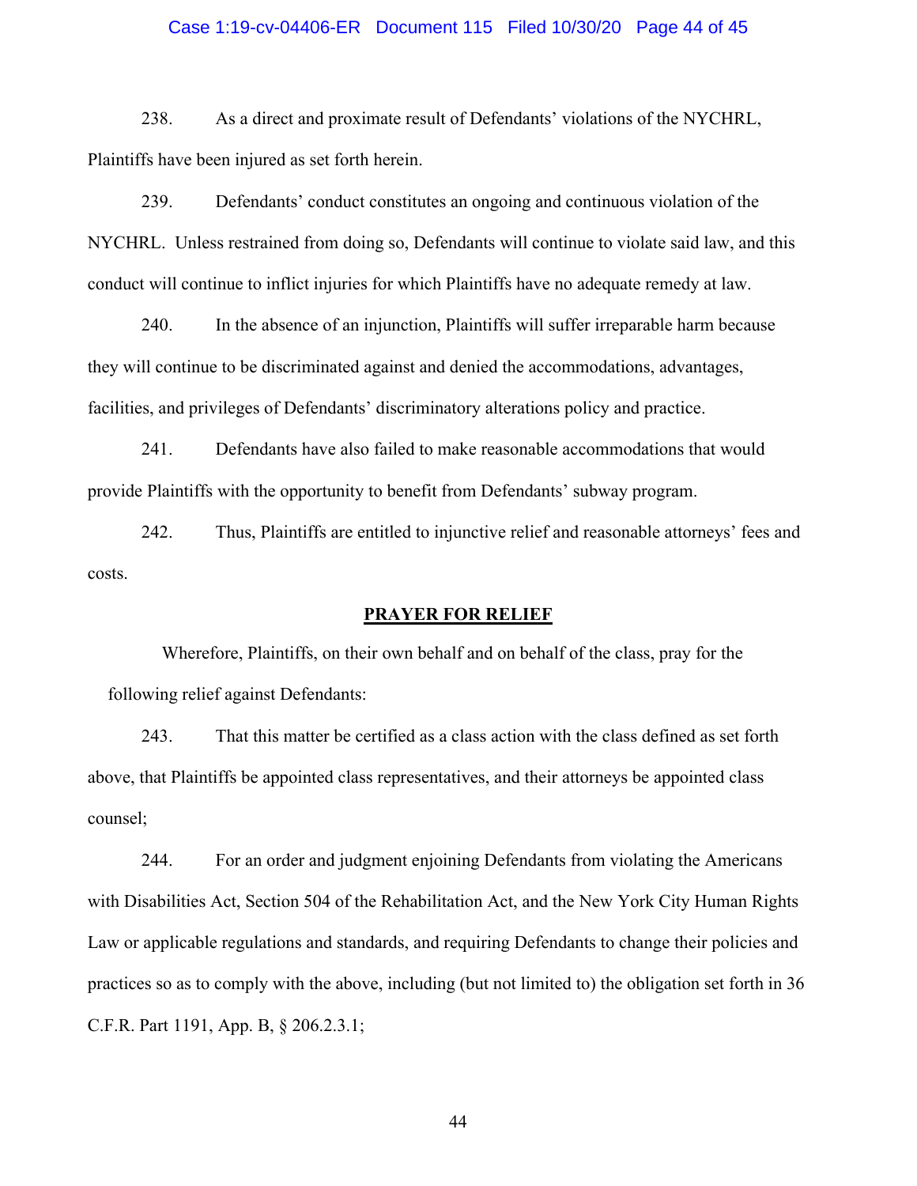238. As a direct and proximate result of Defendants' violations of the NYCHRL, Plaintiffs have been injured as set forth herein.

239. Defendants' conduct constitutes an ongoing and continuous violation of the NYCHRL. Unless restrained from doing so, Defendants will continue to violate said law, and this conduct will continue to inflict injuries for which Plaintiffs have no adequate remedy at law.

240. In the absence of an injunction, Plaintiffs will suffer irreparable harm because they will continue to be discriminated against and denied the accommodations, advantages, facilities, and privileges of Defendants' discriminatory alterations policy and practice.

241. Defendants have also failed to make reasonable accommodations that would provide Plaintiffs with the opportunity to benefit from Defendants' subway program.

242. Thus, Plaintiffs are entitled to injunctive relief and reasonable attorneys' fees and costs.

## PRAYER FOR RELIEF

Wherefore, Plaintiffs, on their own behalf and on behalf of the class, pray for the following relief against Defendants:

243. That this matter be certified as a class action with the class defined as set forth above, that Plaintiffs be appointed class representatives, and their attorneys be appointed class counsel;

244. For an order and judgment enjoining Defendants from violating the Americans with Disabilities Act, Section 504 of the Rehabilitation Act, and the New York City Human Rights Law or applicable regulations and standards, and requiring Defendants to change their policies and practices so as to comply with the above, including (but not limited to) the obligation set forth in 36 C.F.R. Part 1191, App. B, § 206.2.3.1;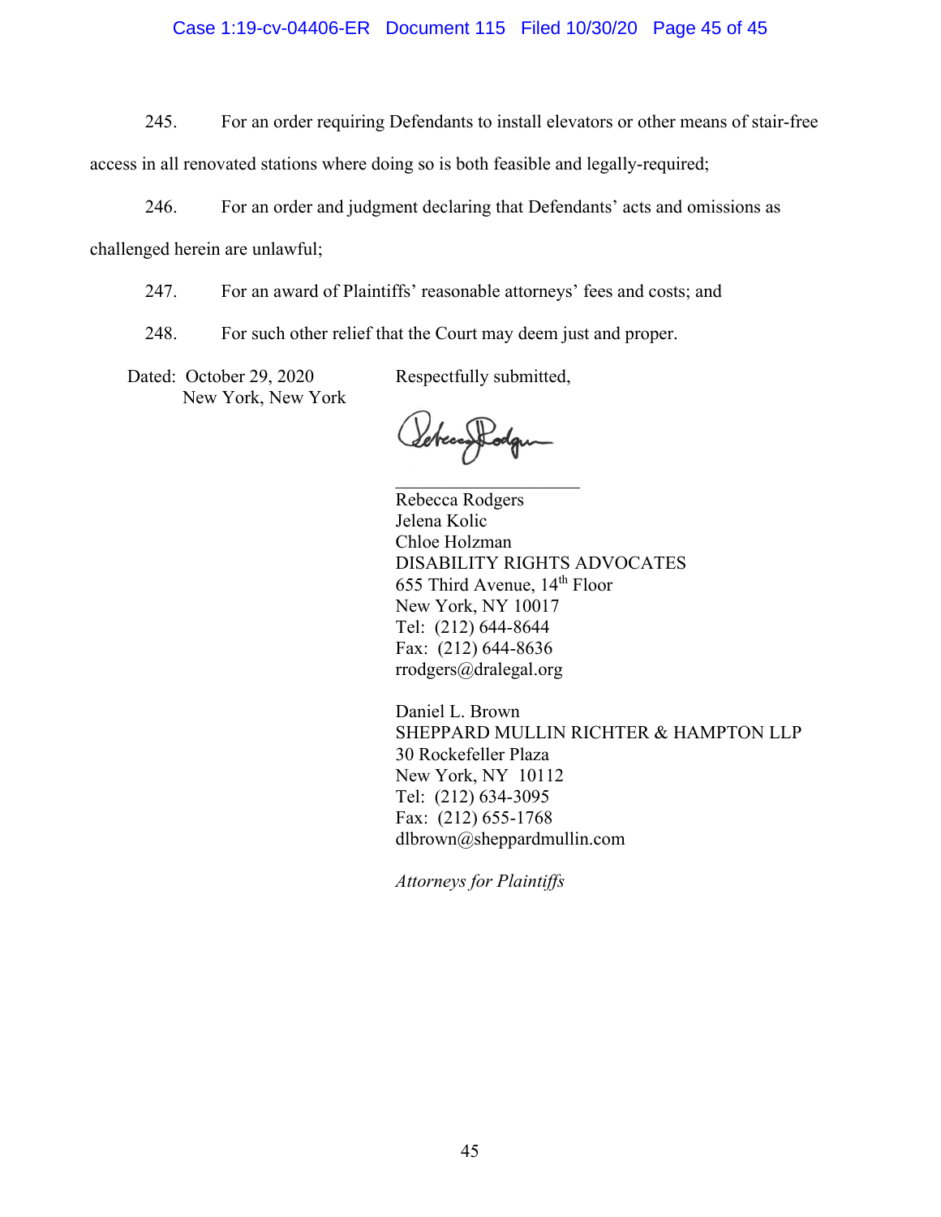245. For an order requiring Defendants to install elevators or other means of stair-free access in all renovated stations where doing so is both feasible and legally-required;

246. For an order and judgment declaring that Defendants' acts and omissions as challenged herein are unlawful;

247. For an award of Plaintiffs' reasonable attorneys' fees and costs; and

248. For such other relief that the Court may deem just and proper.

Dated: October 29, 2020
New York, New York

Respectfully submitted,

\_\_\_\_\_\_\_\_\_\_\_\_\_\_\_\_\_\_\_\_

Rebecca Rodgers
Jelena Kolic
Chloe Holzman
DISABILITY RIGHTS ADVOCATES
655 Third Avenue, 14th Floor
New York, NY 10017
Tel: (212) 644-8644
Fax: (212) 644-8636
rrodgers@dralegal.org

Daniel L. Brown
SHEPPARD MULLIN RICHTER & HAMPTON LLP
30 Rockefeller Plaza
New York, NY 10112
Tel: (212) 634-3095
Fax: (212) 655-1768
dlbrown@sheppardmullin.com

*Attorneys for Plaintiffs*